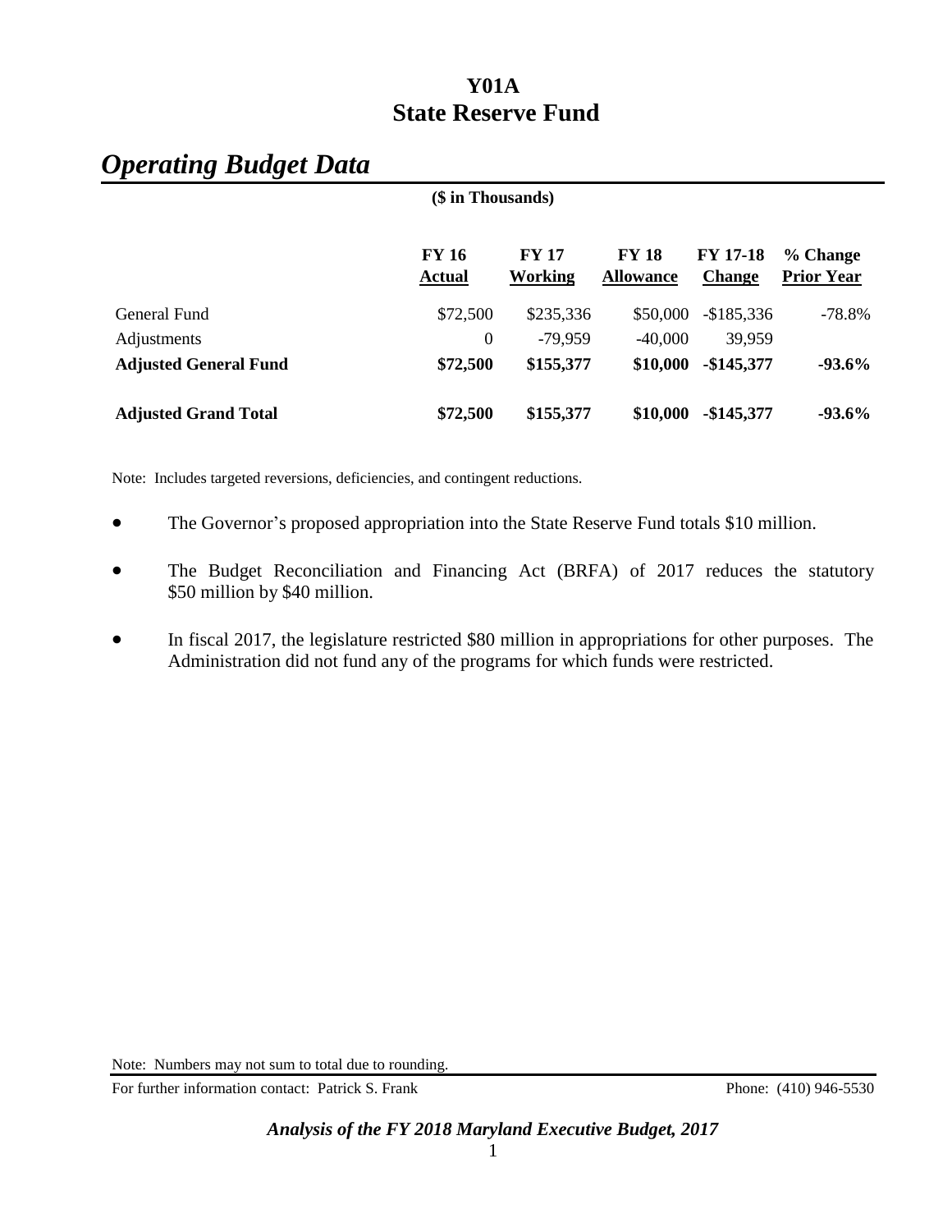# Y01A
# State Reserve Fund

## *Operating Budget Data*

**($ in Thousands)**

| | FY 16 Actual | FY 17 Working | FY 18 Allowance | FY 17-18 Change | % Change Prior Year |
|---|---|---|---|---|---|
| General Fund | $72,500 | $235,336 | $50,000 | -$185,336 | -78.8% |
| Adjustments | 0 | -79,959 | -40,000 | 39,959 | |
| **Adjusted General Fund** | **$72,500** | **$155,377** | **$10,000** | **-$145,377** | **-93.6%** |
| **Adjusted Grand Total** | **$72,500** | **$155,377** | **$10,000** | **-$145,377** | **-93.6%** |

Note: Includes targeted reversions, deficiencies, and contingent reductions.

- The Governor's proposed appropriation into the State Reserve Fund totals $10 million.
- The Budget Reconciliation and Financing Act (BRFA) of 2017 reduces the statutory $50 million by $40 million.
- In fiscal 2017, the legislature restricted $80 million in appropriations for other purposes. The Administration did not fund any of the programs for which funds were restricted.

Note: Numbers may not sum to total due to rounding.

For further information contact: Patrick S. Frank Phone: (410) 946-5530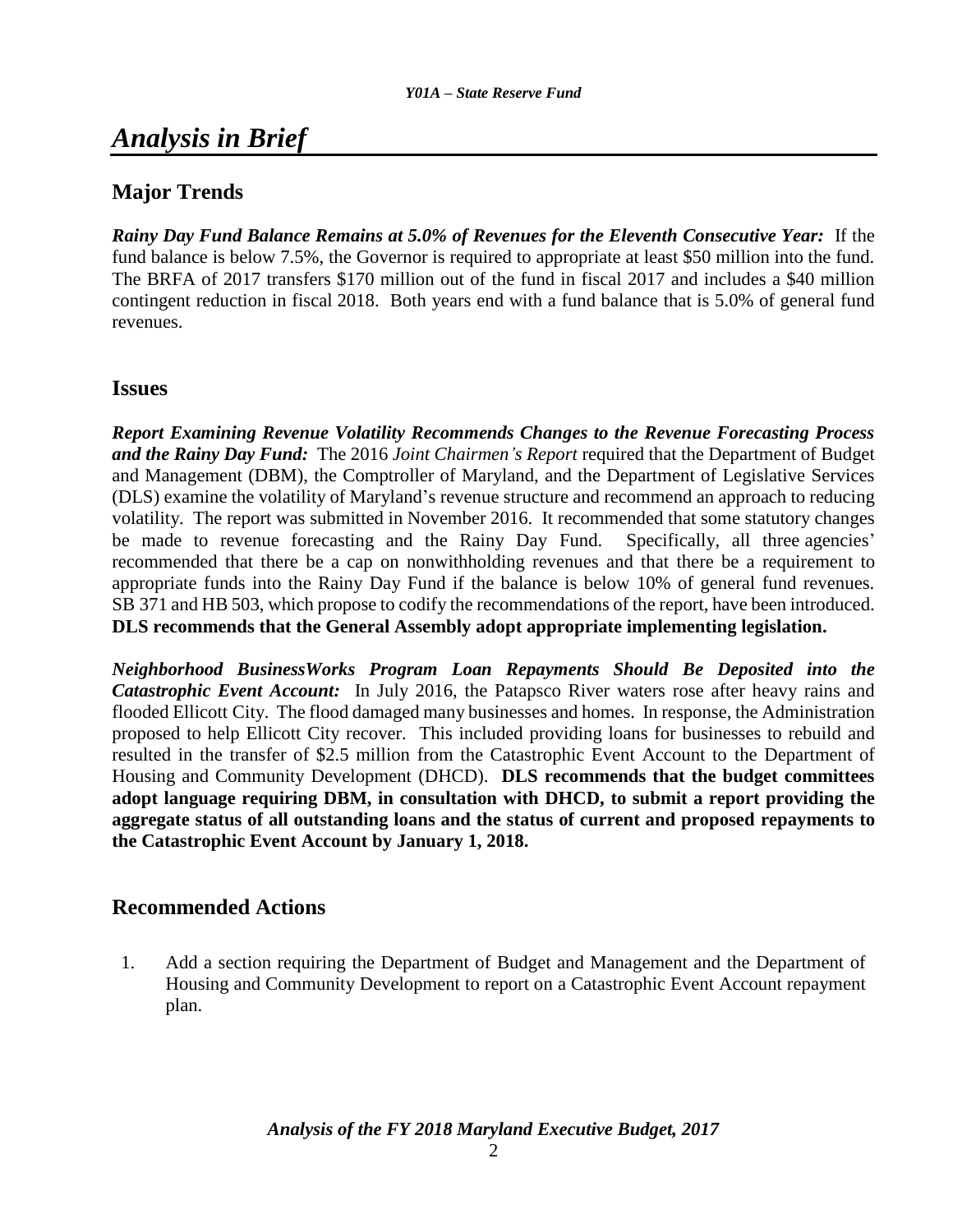# *Analysis in Brief*

## Major Trends

***Rainy Day Fund Balance Remains at 5.0% of Revenues for the Eleventh Consecutive Year:*** If the fund balance is below 7.5%, the Governor is required to appropriate at least $50 million into the fund. The BRFA of 2017 transfers $170 million out of the fund in fiscal 2017 and includes a $40 million contingent reduction in fiscal 2018. Both years end with a fund balance that is 5.0% of general fund revenues.

## Issues

***Report Examining Revenue Volatility Recommends Changes to the Revenue Forecasting Process and the Rainy Day Fund:*** The 2016 *Joint Chairmen's Report* required that the Department of Budget and Management (DBM), the Comptroller of Maryland, and the Department of Legislative Services (DLS) examine the volatility of Maryland's revenue structure and recommend an approach to reducing volatility. The report was submitted in November 2016. It recommended that some statutory changes be made to revenue forecasting and the Rainy Day Fund. Specifically, all three agencies' recommended that there be a cap on nonwithholding revenues and that there be a requirement to appropriate funds into the Rainy Day Fund if the balance is below 10% of general fund revenues. SB 371 and HB 503, which propose to codify the recommendations of the report, have been introduced. **DLS recommends that the General Assembly adopt appropriate implementing legislation.**

***Neighborhood BusinessWorks Program Loan Repayments Should Be Deposited into the Catastrophic Event Account:*** In July 2016, the Patapsco River waters rose after heavy rains and flooded Ellicott City. The flood damaged many businesses and homes. In response, the Administration proposed to help Ellicott City recover. This included providing loans for businesses to rebuild and resulted in the transfer of $2.5 million from the Catastrophic Event Account to the Department of Housing and Community Development (DHCD). **DLS recommends that the budget committees adopt language requiring DBM, in consultation with DHCD, to submit a report providing the aggregate status of all outstanding loans and the status of current and proposed repayments to the Catastrophic Event Account by January 1, 2018.**

## Recommended Actions

1. Add a section requiring the Department of Budget and Management and the Department of Housing and Community Development to report on a Catastrophic Event Account repayment plan.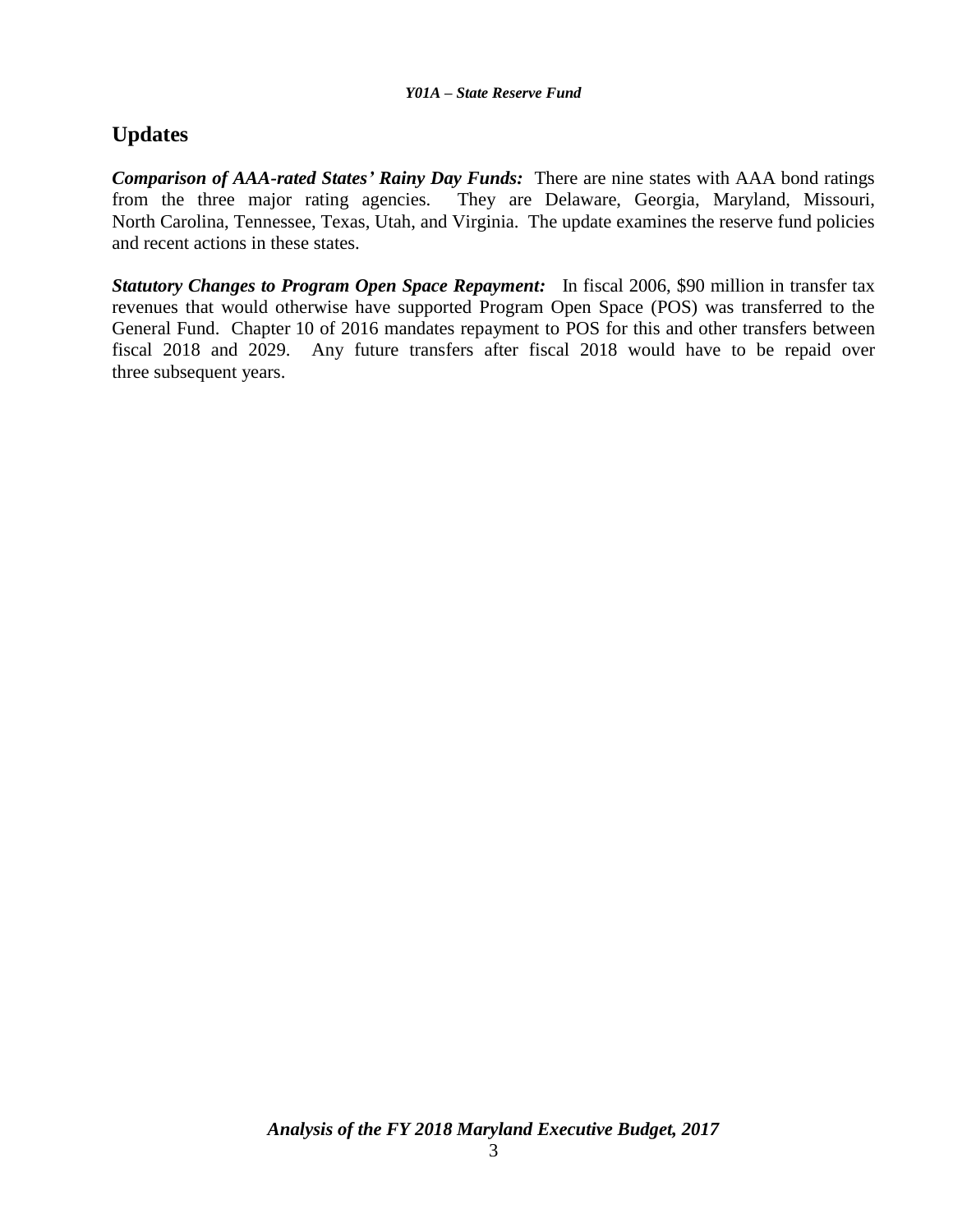## Updates

***Comparison of AAA-rated States' Rainy Day Funds:*** There are nine states with AAA bond ratings from the three major rating agencies. They are Delaware, Georgia, Maryland, Missouri, North Carolina, Tennessee, Texas, Utah, and Virginia. The update examines the reserve fund policies and recent actions in these states.

***Statutory Changes to Program Open Space Repayment:*** In fiscal 2006, $90 million in transfer tax revenues that would otherwise have supported Program Open Space (POS) was transferred to the General Fund. Chapter 10 of 2016 mandates repayment to POS for this and other transfers between fiscal 2018 and 2029. Any future transfers after fiscal 2018 would have to be repaid over three subsequent years.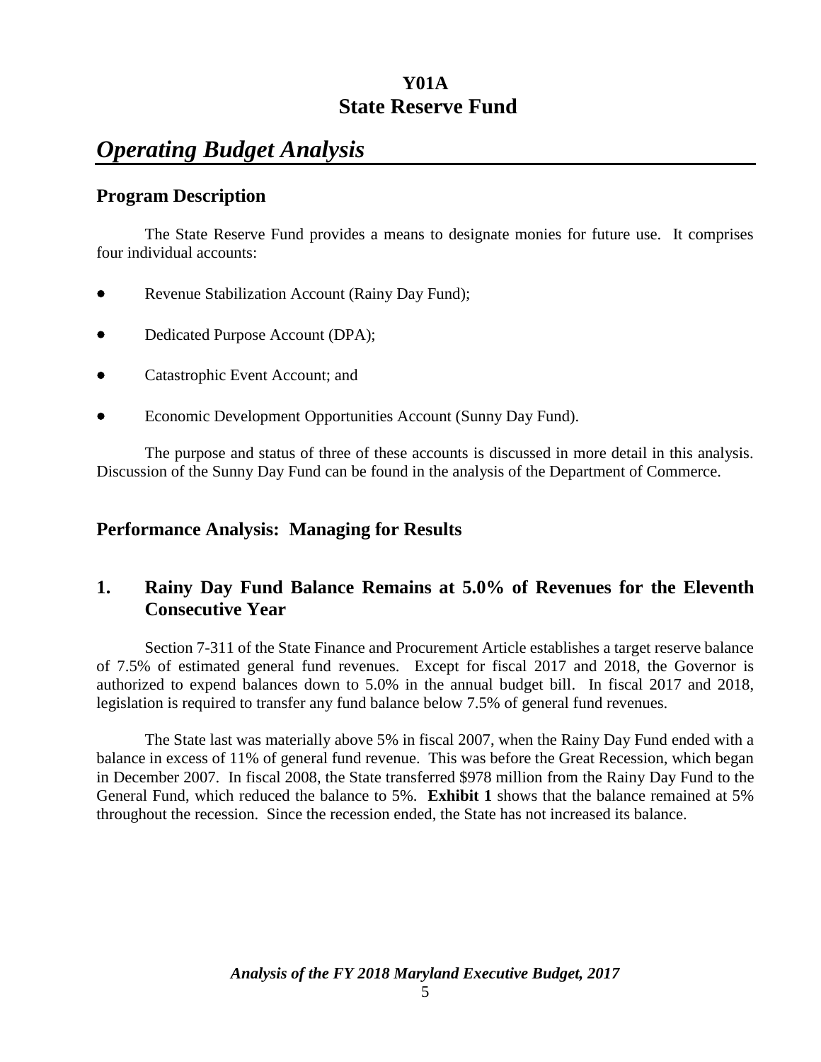# Y01A
# State Reserve Fund

## *Operating Budget Analysis*

### Program Description

The State Reserve Fund provides a means to designate monies for future use. It comprises four individual accounts:

- Revenue Stabilization Account (Rainy Day Fund);
- Dedicated Purpose Account (DPA);
- Catastrophic Event Account; and
- Economic Development Opportunities Account (Sunny Day Fund).

The purpose and status of three of these accounts is discussed in more detail in this analysis. Discussion of the Sunny Day Fund can be found in the analysis of the Department of Commerce.

### Performance Analysis: Managing for Results

### 1. Rainy Day Fund Balance Remains at 5.0% of Revenues for the Eleventh Consecutive Year

Section 7-311 of the State Finance and Procurement Article establishes a target reserve balance of 7.5% of estimated general fund revenues. Except for fiscal 2017 and 2018, the Governor is authorized to expend balances down to 5.0% in the annual budget bill. In fiscal 2017 and 2018, legislation is required to transfer any fund balance below 7.5% of general fund revenues.

The State last was materially above 5% in fiscal 2007, when the Rainy Day Fund ended with a balance in excess of 11% of general fund revenue. This was before the Great Recession, which began in December 2007. In fiscal 2008, the State transferred $978 million from the Rainy Day Fund to the General Fund, which reduced the balance to 5%. **Exhibit 1** shows that the balance remained at 5% throughout the recession. Since the recession ended, the State has not increased its balance.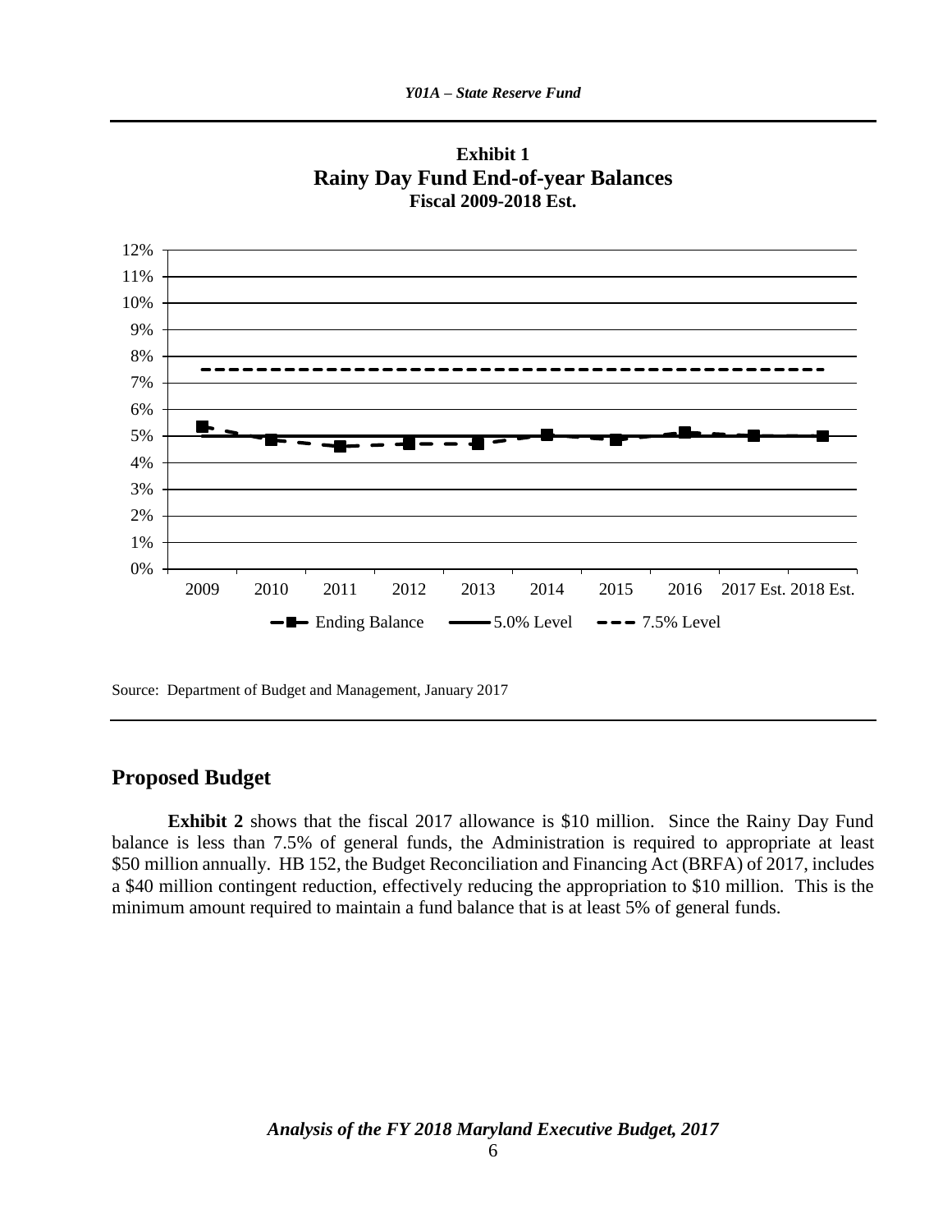**Exhibit 1**
**Rainy Day Fund End-of-year Balances**
**Fiscal 2009-2018 Est.**

Source: Department of Budget and Management, January 2017

## Proposed Budget

**Exhibit 2** shows that the fiscal 2017 allowance is $10 million. Since the Rainy Day Fund balance is less than 7.5% of general funds, the Administration is required to appropriate at least $50 million annually. HB 152, the Budget Reconciliation and Financing Act (BRFA) of 2017, includes a $40 million contingent reduction, effectively reducing the appropriation to $10 million. This is the minimum amount required to maintain a fund balance that is at least 5% of general funds.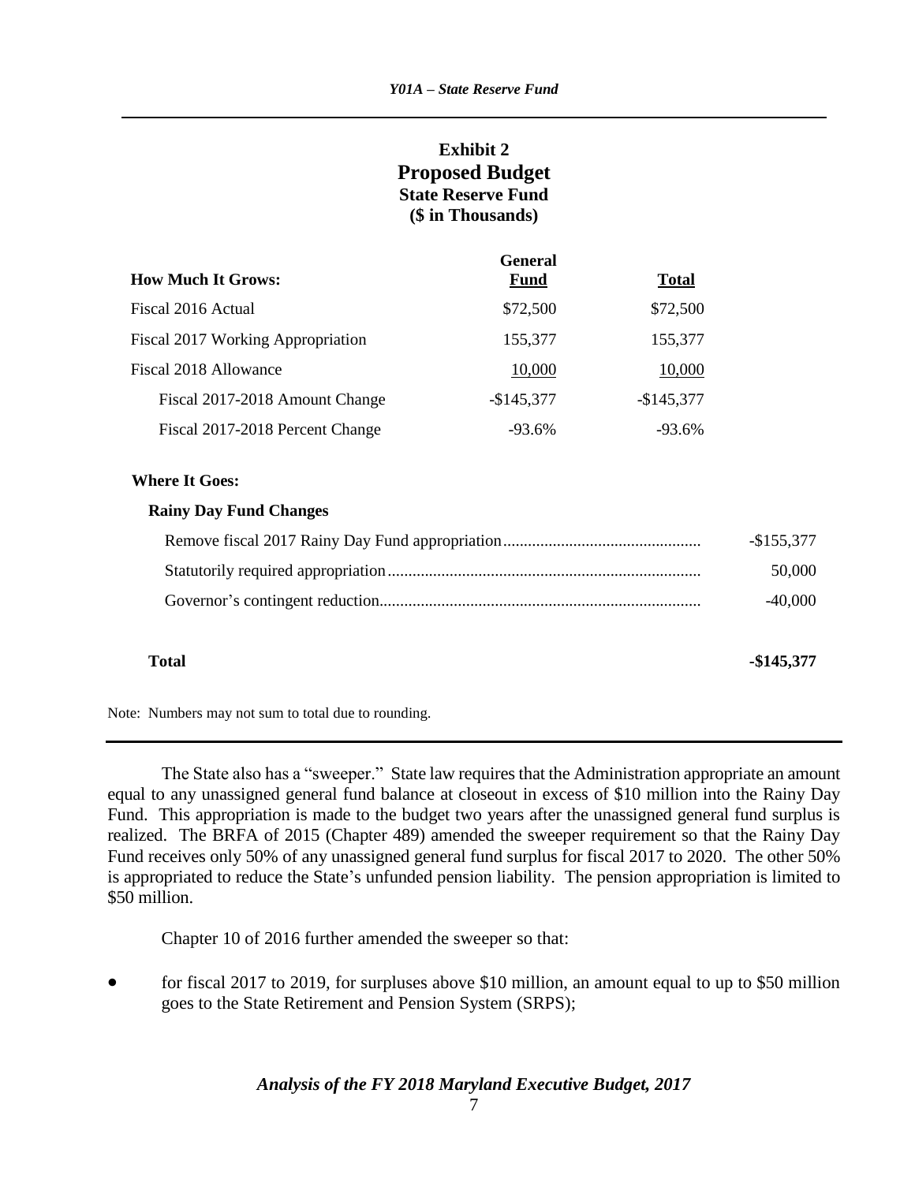**Exhibit 2**
**Proposed Budget**
**State Reserve Fund**
**($ in Thousands)**

| How Much It Grows: | General Fund | Total |
|---|---|---|
| Fiscal 2016 Actual | $72,500 | $72,500 |
| Fiscal 2017 Working Appropriation | 155,377 | 155,377 |
| Fiscal 2018 Allowance | 10,000 | 10,000 |
| Fiscal 2017-2018 Amount Change | -$145,377 | -$145,377 |
| Fiscal 2017-2018 Percent Change | -93.6% | -93.6% |

| Where It Goes: | |
|---|---|
| **Rainy Day Fund Changes** | |
| Remove fiscal 2017 Rainy Day Fund appropriation | -$155,377 |
| Statutorily required appropriation | 50,000 |
| Governor's contingent reduction | -40,000 |
| **Total** | **-$145,377** |

Note: Numbers may not sum to total due to rounding.

The State also has a "sweeper." State law requires that the Administration appropriate an amount equal to any unassigned general fund balance at closeout in excess of $10 million into the Rainy Day Fund. This appropriation is made to the budget two years after the unassigned general fund surplus is realized. The BRFA of 2015 (Chapter 489) amended the sweeper requirement so that the Rainy Day Fund receives only 50% of any unassigned general fund surplus for fiscal 2017 to 2020. The other 50% is appropriated to reduce the State's unfunded pension liability. The pension appropriation is limited to $50 million.

Chapter 10 of 2016 further amended the sweeper so that:

- for fiscal 2017 to 2019, for surpluses above $10 million, an amount equal to up to $50 million goes to the State Retirement and Pension System (SRPS);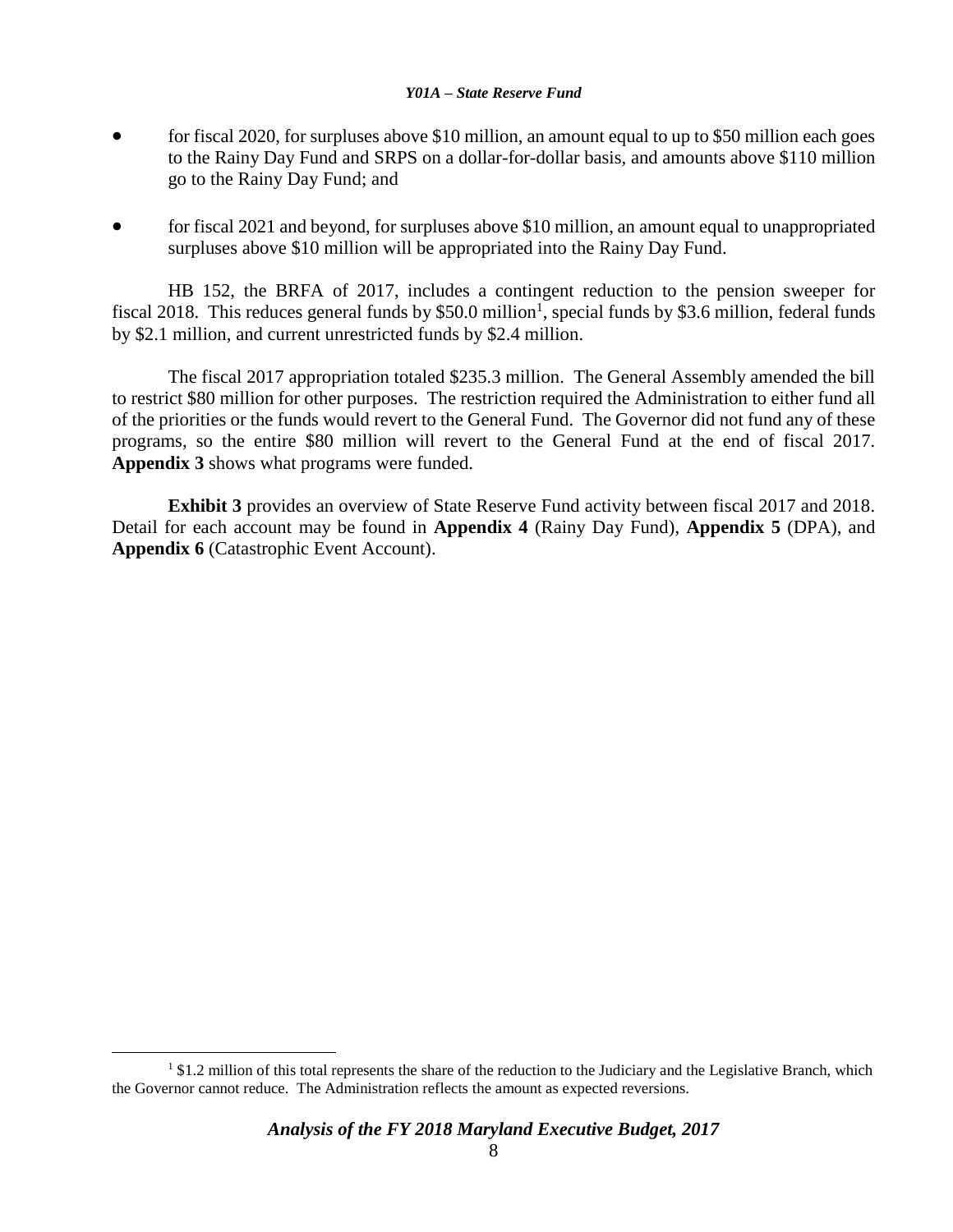- for fiscal 2020, for surpluses above $10 million, an amount equal to up to $50 million each goes to the Rainy Day Fund and SRPS on a dollar-for-dollar basis, and amounts above $110 million go to the Rainy Day Fund; and
- for fiscal 2021 and beyond, for surpluses above $10 million, an amount equal to unappropriated surpluses above $10 million will be appropriated into the Rainy Day Fund.

HB 152, the BRFA of 2017, includes a contingent reduction to the pension sweeper for fiscal 2018. This reduces general funds by $50.0 million[1], special funds by $3.6 million, federal funds by $2.1 million, and current unrestricted funds by $2.4 million.

The fiscal 2017 appropriation totaled $235.3 million. The General Assembly amended the bill to restrict $80 million for other purposes. The restriction required the Administration to either fund all of the priorities or the funds would revert to the General Fund. The Governor did not fund any of these programs, so the entire $80 million will revert to the General Fund at the end of fiscal 2017. **Appendix 3** shows what programs were funded.

**Exhibit 3** provides an overview of State Reserve Fund activity between fiscal 2017 and 2018. Detail for each account may be found in **Appendix 4** (Rainy Day Fund), **Appendix 5** (DPA), and **Appendix 6** (Catastrophic Event Account).

[1] $1.2 million of this total represents the share of the reduction to the Judiciary and the Legislative Branch, which the Governor cannot reduce. The Administration reflects the amount as expected reversions.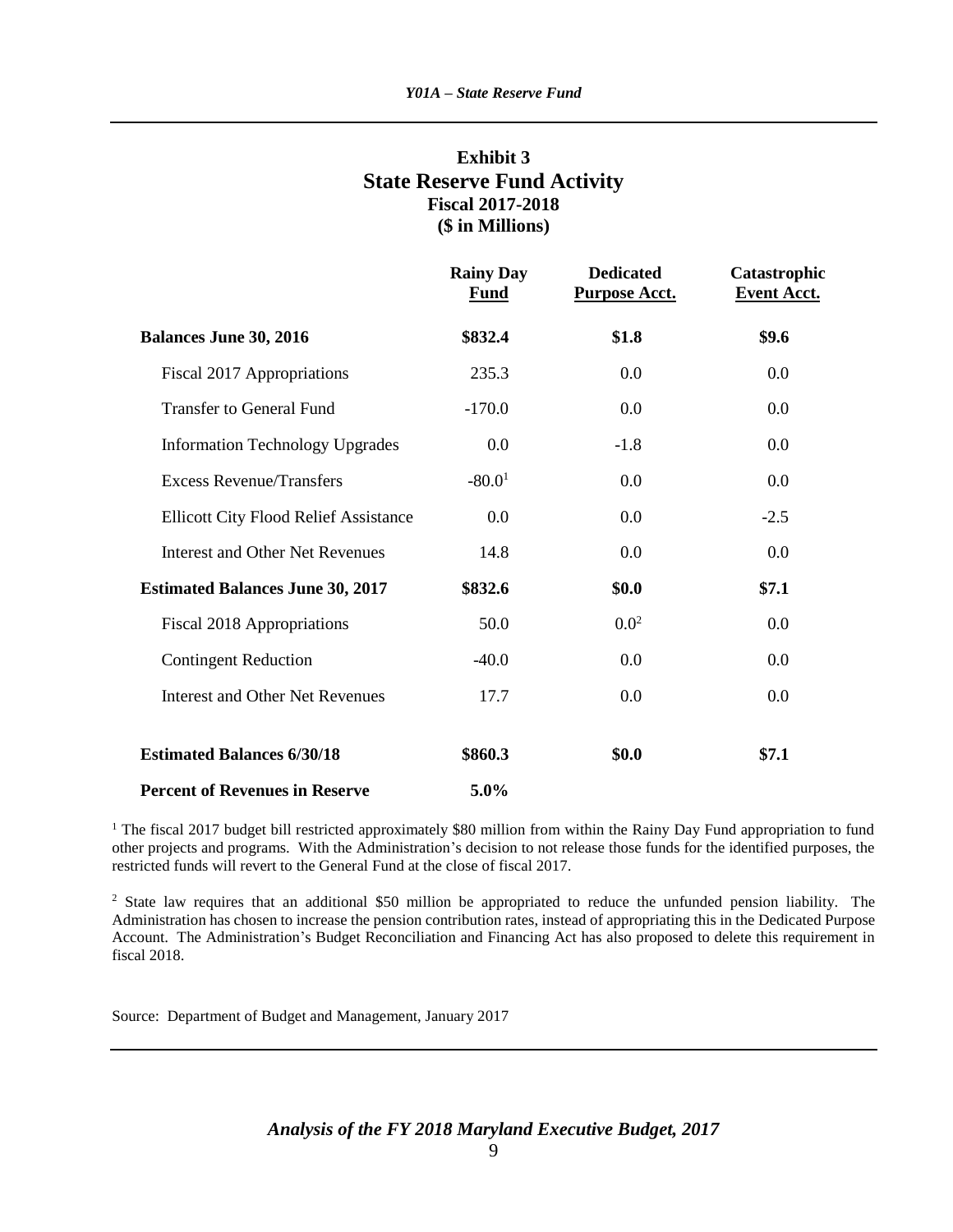## Exhibit 3
## State Reserve Fund Activity
### Fiscal 2017-2018
### ($ in Millions)

| | Rainy Day Fund | Dedicated Purpose Acct. | Catastrophic Event Acct. |
|---|---|---|---|
| **Balances June 30, 2016** | **$832.4** | **$1.8** | **$9.6** |
| Fiscal 2017 Appropriations | 235.3 | 0.0 | 0.0 |
| Transfer to General Fund | -170.0 | 0.0 | 0.0 |
| Information Technology Upgrades | 0.0 | -1.8 | 0.0 |
| Excess Revenue/Transfers | -80.0[1] | 0.0 | 0.0 |
| Ellicott City Flood Relief Assistance | 0.0 | 0.0 | -2.5 |
| Interest and Other Net Revenues | 14.8 | 0.0 | 0.0 |
| **Estimated Balances June 30, 2017** | **$832.6** | **$0.0** | **$7.1** |
| Fiscal 2018 Appropriations | 50.0 | 0.0[2] | 0.0 |
| Contingent Reduction | -40.0 | 0.0 | 0.0 |
| Interest and Other Net Revenues | 17.7 | 0.0 | 0.0 |
| **Estimated Balances 6/30/18** | **$860.3** | **$0.0** | **$7.1** |
| **Percent of Revenues in Reserve** | **5.0%** | | |

[1] The fiscal 2017 budget bill restricted approximately $80 million from within the Rainy Day Fund appropriation to fund other projects and programs. With the Administration's decision to not release those funds for the identified purposes, the restricted funds will revert to the General Fund at the close of fiscal 2017.

[2] State law requires that an additional $50 million be appropriated to reduce the unfunded pension liability. The Administration has chosen to increase the pension contribution rates, instead of appropriating this in the Dedicated Purpose Account. The Administration's Budget Reconciliation and Financing Act has also proposed to delete this requirement in fiscal 2018.

Source: Department of Budget and Management, January 2017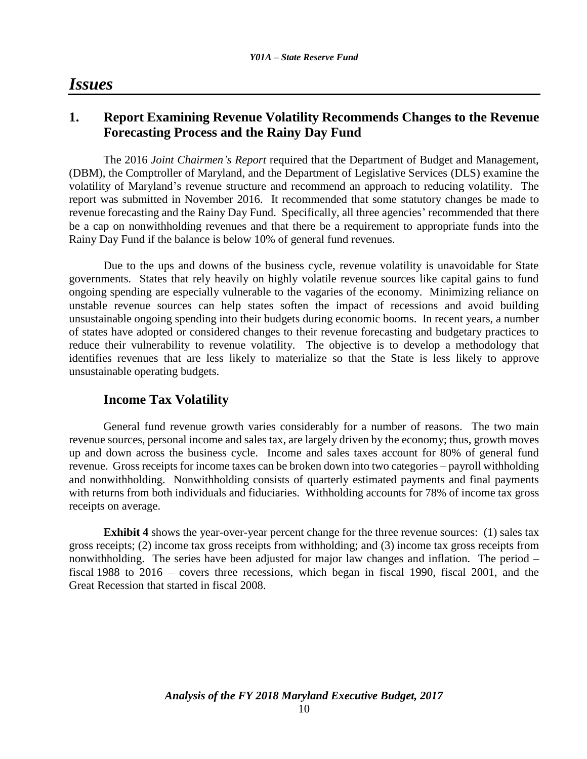## Issues

### 1. Report Examining Revenue Volatility Recommends Changes to the Revenue Forecasting Process and the Rainy Day Fund

The 2016 *Joint Chairmen's Report* required that the Department of Budget and Management, (DBM), the Comptroller of Maryland, and the Department of Legislative Services (DLS) examine the volatility of Maryland's revenue structure and recommend an approach to reducing volatility. The report was submitted in November 2016. It recommended that some statutory changes be made to revenue forecasting and the Rainy Day Fund. Specifically, all three agencies' recommended that there be a cap on nonwithholding revenues and that there be a requirement to appropriate funds into the Rainy Day Fund if the balance is below 10% of general fund revenues.

Due to the ups and downs of the business cycle, revenue volatility is unavoidable for State governments. States that rely heavily on highly volatile revenue sources like capital gains to fund ongoing spending are especially vulnerable to the vagaries of the economy. Minimizing reliance on unstable revenue sources can help states soften the impact of recessions and avoid building unsustainable ongoing spending into their budgets during economic booms. In recent years, a number of states have adopted or considered changes to their revenue forecasting and budgetary practices to reduce their vulnerability to revenue volatility. The objective is to develop a methodology that identifies revenues that are less likely to materialize so that the State is less likely to approve unsustainable operating budgets.

#### Income Tax Volatility

General fund revenue growth varies considerably for a number of reasons. The two main revenue sources, personal income and sales tax, are largely driven by the economy; thus, growth moves up and down across the business cycle. Income and sales taxes account for 80% of general fund revenue. Gross receipts for income taxes can be broken down into two categories – payroll withholding and nonwithholding. Nonwithholding consists of quarterly estimated payments and final payments with returns from both individuals and fiduciaries. Withholding accounts for 78% of income tax gross receipts on average.

**Exhibit 4** shows the year-over-year percent change for the three revenue sources: (1) sales tax gross receipts; (2) income tax gross receipts from withholding; and (3) income tax gross receipts from nonwithholding. The series have been adjusted for major law changes and inflation. The period – fiscal 1988 to 2016 – covers three recessions, which began in fiscal 1990, fiscal 2001, and the Great Recession that started in fiscal 2008.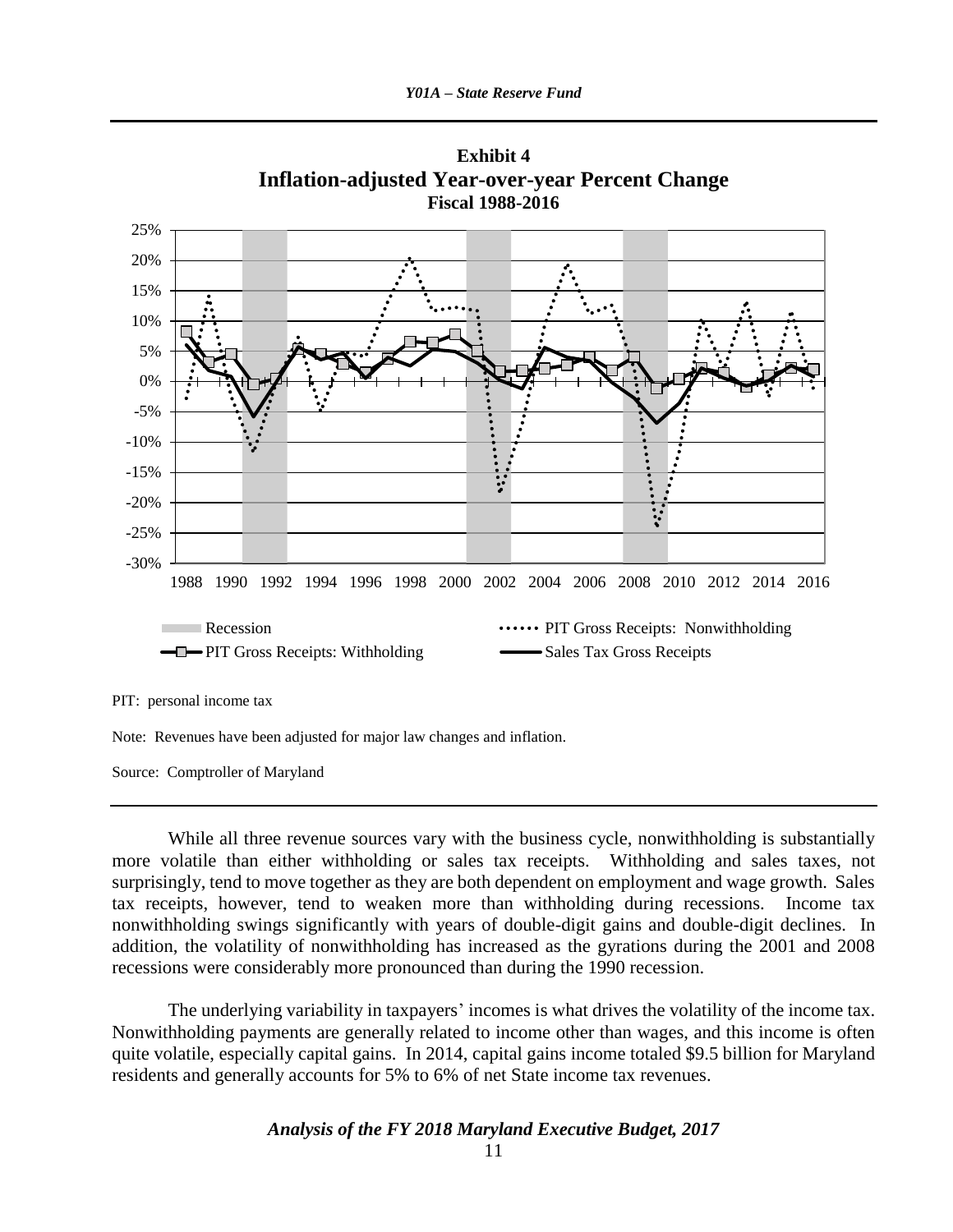**Exhibit 4**
**Inflation-adjusted Year-over-year Percent Change**
**Fiscal 1988-2016**

PIT: personal income tax

Note: Revenues have been adjusted for major law changes and inflation.

Source: Comptroller of Maryland

While all three revenue sources vary with the business cycle, nonwithholding is substantially more volatile than either withholding or sales tax receipts. Withholding and sales taxes, not surprisingly, tend to move together as they are both dependent on employment and wage growth. Sales tax receipts, however, tend to weaken more than withholding during recessions. Income tax nonwithholding swings significantly with years of double-digit gains and double-digit declines. In addition, the volatility of nonwithholding has increased as the gyrations during the 2001 and 2008 recessions were considerably more pronounced than during the 1990 recession.

The underlying variability in taxpayers' incomes is what drives the volatility of the income tax. Nonwithholding payments are generally related to income other than wages, and this income is often quite volatile, especially capital gains. In 2014, capital gains income totaled \$9.5 billion for Maryland residents and generally accounts for 5% to 6% of net State income tax revenues.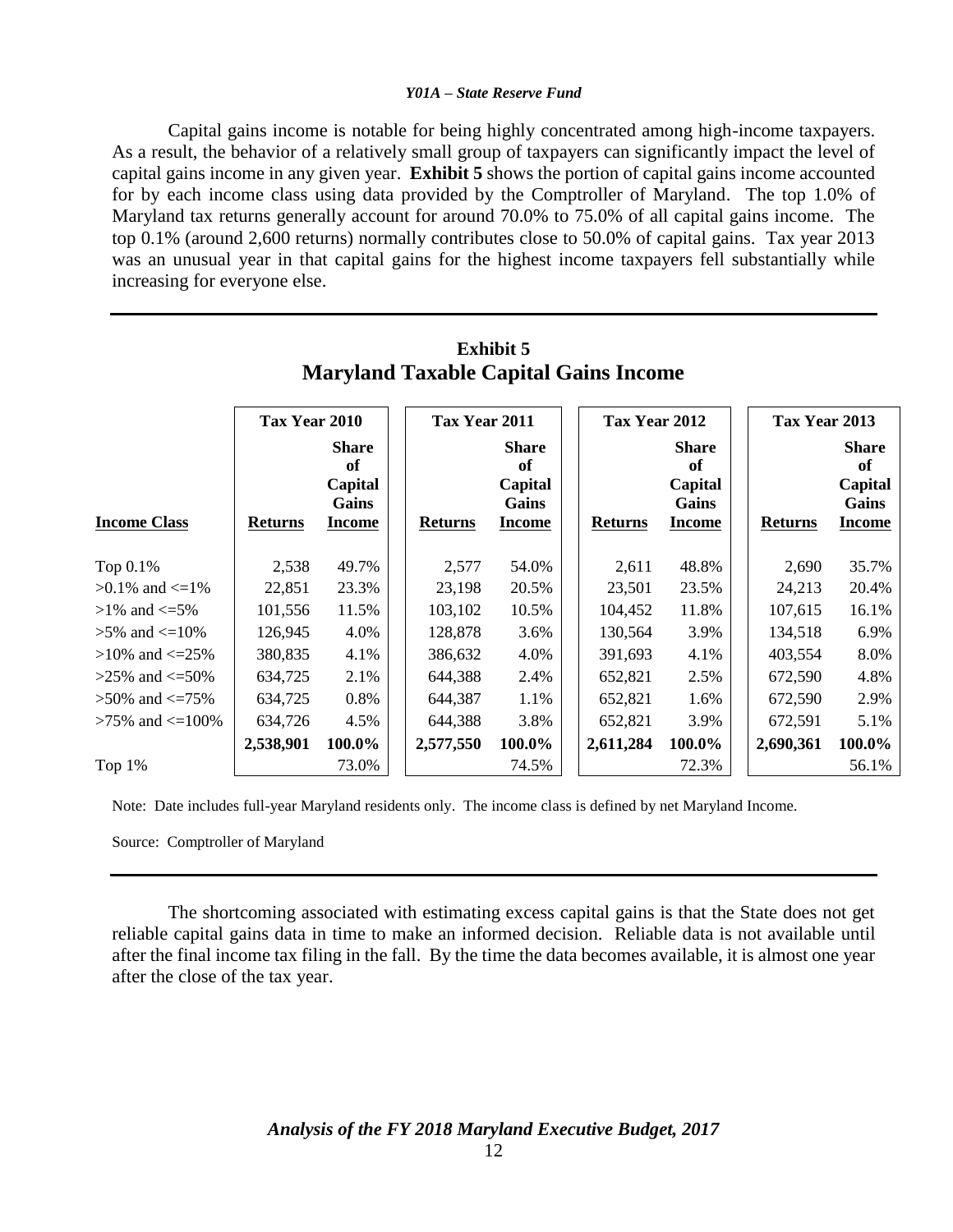Capital gains income is notable for being highly concentrated among high-income taxpayers. As a result, the behavior of a relatively small group of taxpayers can significantly impact the level of capital gains income in any given year. **Exhibit 5** shows the portion of capital gains income accounted for by each income class using data provided by the Comptroller of Maryland. The top 1.0% of Maryland tax returns generally account for around 70.0% to 75.0% of all capital gains income. The top 0.1% (around 2,600 returns) normally contributes close to 50.0% of capital gains. Tax year 2013 was an unusual year in that capital gains for the highest income taxpayers fell substantially while increasing for everyone else.

## Exhibit 5
## Maryland Taxable Capital Gains Income

| | Tax Year 2010 | | Tax Year 2011 | | Tax Year 2012 | | Tax Year 2013 | |
|---|---|---|---|---|---|---|---|---|
| **Income Class** | **Returns** | **Share of Capital Gains Income** | **Returns** | **Share of Capital Gains Income** | **Returns** | **Share of Capital Gains Income** | **Returns** | **Share of Capital Gains Income** |
| Top 0.1% | 2,538 | 49.7% | 2,577 | 54.0% | 2,611 | 48.8% | 2,690 | 35.7% |
| >0.1% and <=1% | 22,851 | 23.3% | 23,198 | 20.5% | 23,501 | 23.5% | 24,213 | 20.4% |
| >1% and <=5% | 101,556 | 11.5% | 103,102 | 10.5% | 104,452 | 11.8% | 107,615 | 16.1% |
| >5% and <=10% | 126,945 | 4.0% | 128,878 | 3.6% | 130,564 | 3.9% | 134,518 | 6.9% |
| >10% and <=25% | 380,835 | 4.1% | 386,632 | 4.0% | 391,693 | 4.1% | 403,554 | 8.0% |
| >25% and <=50% | 634,725 | 2.1% | 644,388 | 2.4% | 652,821 | 2.5% | 672,590 | 4.8% |
| >50% and <=75% | 634,725 | 0.8% | 644,387 | 1.1% | 652,821 | 1.6% | 672,590 | 2.9% |
| >75% and <=100% | 634,726 | 4.5% | 644,388 | 3.8% | 652,821 | 3.9% | 672,591 | 5.1% |
| | **2,538,901** | **100.0%** | **2,577,550** | **100.0%** | **2,611,284** | **100.0%** | **2,690,361** | **100.0%** |
| Top 1% | | 73.0% | | 74.5% | | 72.3% | | 56.1% |

Note: Date includes full-year Maryland residents only. The income class is defined by net Maryland Income.

Source: Comptroller of Maryland

The shortcoming associated with estimating excess capital gains is that the State does not get reliable capital gains data in time to make an informed decision. Reliable data is not available until after the final income tax filing in the fall. By the time the data becomes available, it is almost one year after the close of the tax year.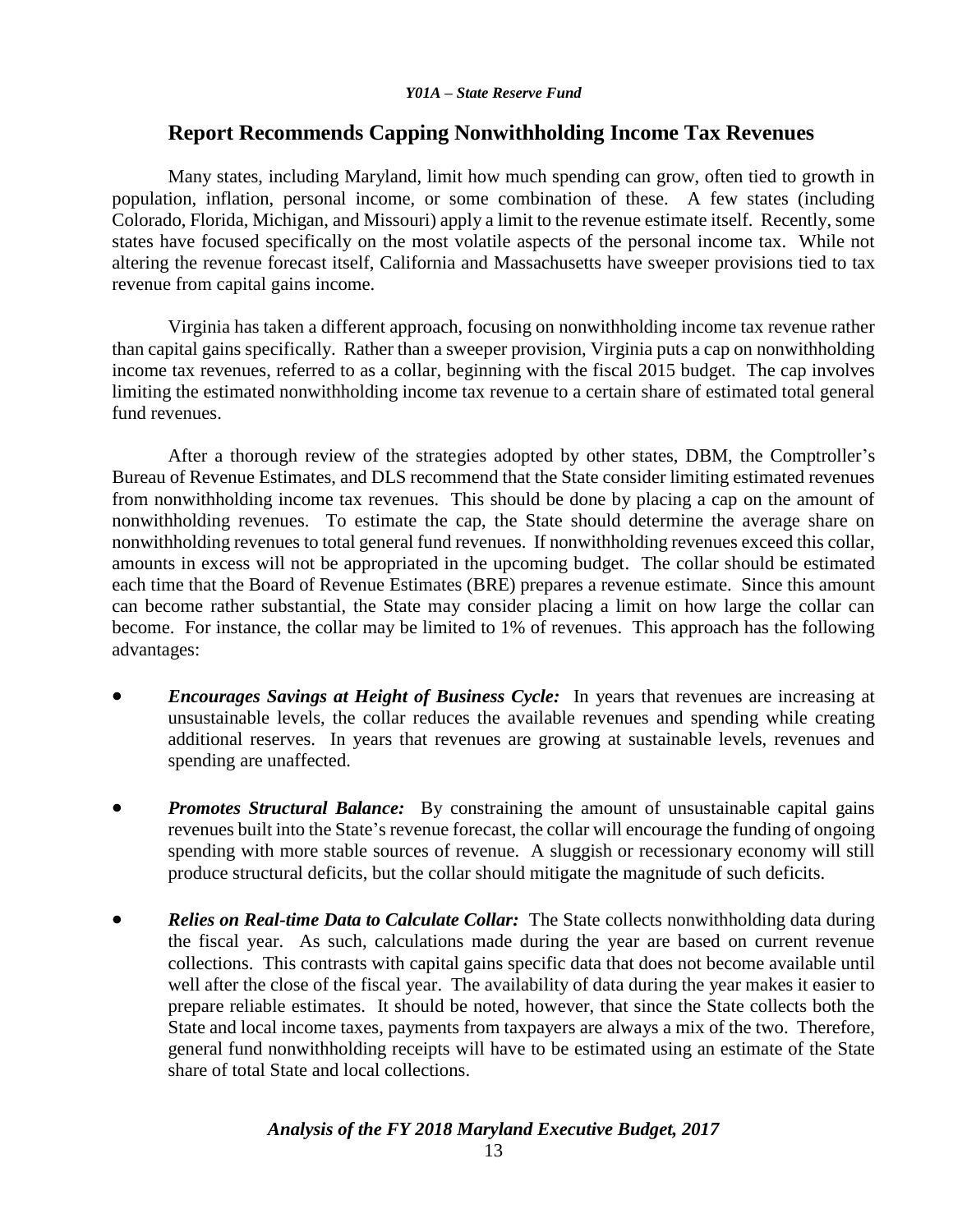## Report Recommends Capping Nonwithholding Income Tax Revenues

Many states, including Maryland, limit how much spending can grow, often tied to growth in population, inflation, personal income, or some combination of these. A few states (including Colorado, Florida, Michigan, and Missouri) apply a limit to the revenue estimate itself. Recently, some states have focused specifically on the most volatile aspects of the personal income tax. While not altering the revenue forecast itself, California and Massachusetts have sweeper provisions tied to tax revenue from capital gains income.

Virginia has taken a different approach, focusing on nonwithholding income tax revenue rather than capital gains specifically. Rather than a sweeper provision, Virginia puts a cap on nonwithholding income tax revenues, referred to as a collar, beginning with the fiscal 2015 budget. The cap involves limiting the estimated nonwithholding income tax revenue to a certain share of estimated total general fund revenues.

After a thorough review of the strategies adopted by other states, DBM, the Comptroller's Bureau of Revenue Estimates, and DLS recommend that the State consider limiting estimated revenues from nonwithholding income tax revenues. This should be done by placing a cap on the amount of nonwithholding revenues. To estimate the cap, the State should determine the average share on nonwithholding revenues to total general fund revenues. If nonwithholding revenues exceed this collar, amounts in excess will not be appropriated in the upcoming budget. The collar should be estimated each time that the Board of Revenue Estimates (BRE) prepares a revenue estimate. Since this amount can become rather substantial, the State may consider placing a limit on how large the collar can become. For instance, the collar may be limited to 1% of revenues. This approach has the following advantages:

- ***Encourages Savings at Height of Business Cycle:*** In years that revenues are increasing at unsustainable levels, the collar reduces the available revenues and spending while creating additional reserves. In years that revenues are growing at sustainable levels, revenues and spending are unaffected.

- ***Promotes Structural Balance:*** By constraining the amount of unsustainable capital gains revenues built into the State's revenue forecast, the collar will encourage the funding of ongoing spending with more stable sources of revenue. A sluggish or recessionary economy will still produce structural deficits, but the collar should mitigate the magnitude of such deficits.

- ***Relies on Real-time Data to Calculate Collar:*** The State collects nonwithholding data during the fiscal year. As such, calculations made during the year are based on current revenue collections. This contrasts with capital gains specific data that does not become available until well after the close of the fiscal year. The availability of data during the year makes it easier to prepare reliable estimates. It should be noted, however, that since the State collects both the State and local income taxes, payments from taxpayers are always a mix of the two. Therefore, general fund nonwithholding receipts will have to be estimated using an estimate of the State share of total State and local collections.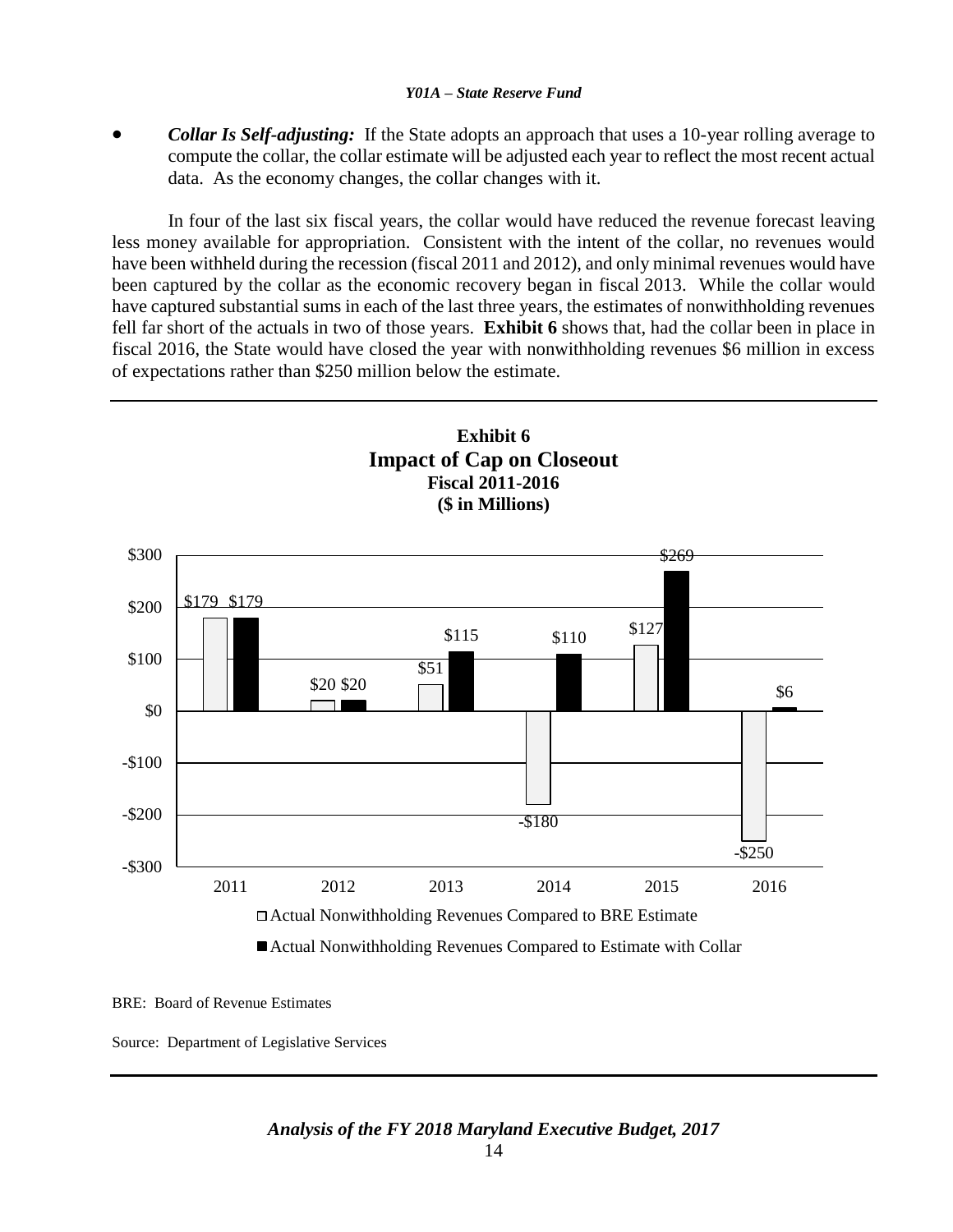- ***Collar Is Self-adjusting:*** If the State adopts an approach that uses a 10-year rolling average to compute the collar, the collar estimate will be adjusted each year to reflect the most recent actual data. As the economy changes, the collar changes with it.

In four of the last six fiscal years, the collar would have reduced the revenue forecast leaving less money available for appropriation. Consistent with the intent of the collar, no revenues would have been withheld during the recession (fiscal 2011 and 2012), and only minimal revenues would have been captured by the collar as the economic recovery began in fiscal 2013. While the collar would have captured substantial sums in each of the last three years, the estimates of nonwithholding revenues fell far short of the actuals in two of those years. **Exhibit 6** shows that, had the collar been in place in fiscal 2016, the State would have closed the year with nonwithholding revenues $6 million in excess of expectations rather than $250 million below the estimate.

**Exhibit 6**
**Impact of Cap on Closeout**
**Fiscal 2011-2016**
**($ in Millions)**

| | 2011 | 2012 | 2013 | 2014 | 2015 | 2016 |
|---|---|---|---|---|---|---|
| Actual Nonwithholding Revenues Compared to BRE Estimate | $179 | $20 | $51 | -$180 | $127 | -$250 |
| Actual Nonwithholding Revenues Compared to Estimate with Collar | $179 | $20 | $115 | $110 | $269 | $6 |

BRE: Board of Revenue Estimates

Source: Department of Legislative Services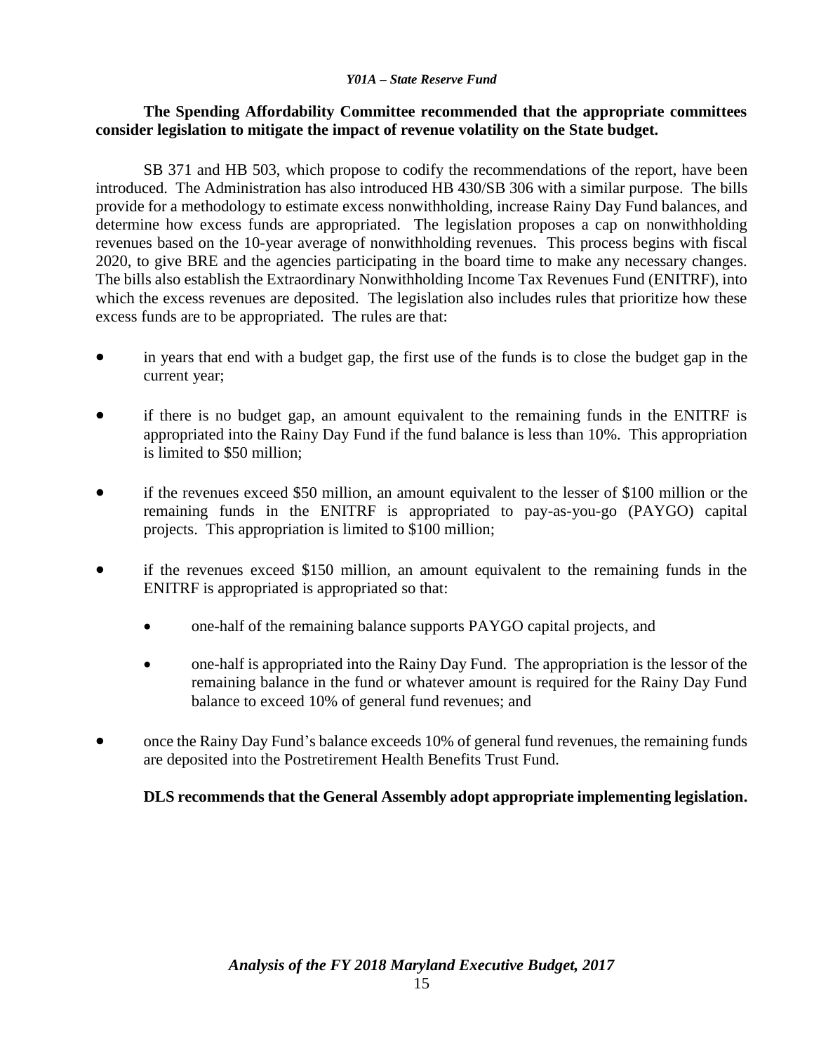**The Spending Affordability Committee recommended that the appropriate committees consider legislation to mitigate the impact of revenue volatility on the State budget.**

SB 371 and HB 503, which propose to codify the recommendations of the report, have been introduced. The Administration has also introduced HB 430/SB 306 with a similar purpose. The bills provide for a methodology to estimate excess nonwithholding, increase Rainy Day Fund balances, and determine how excess funds are appropriated. The legislation proposes a cap on nonwithholding revenues based on the 10-year average of nonwithholding revenues. This process begins with fiscal 2020, to give BRE and the agencies participating in the board time to make any necessary changes. The bills also establish the Extraordinary Nonwithholding Income Tax Revenues Fund (ENITRF), into which the excess revenues are deposited. The legislation also includes rules that prioritize how these excess funds are to be appropriated. The rules are that:

- in years that end with a budget gap, the first use of the funds is to close the budget gap in the current year;
- if there is no budget gap, an amount equivalent to the remaining funds in the ENITRF is appropriated into the Rainy Day Fund if the fund balance is less than 10%. This appropriation is limited to $50 million;
- if the revenues exceed $50 million, an amount equivalent to the lesser of $100 million or the remaining funds in the ENITRF is appropriated to pay-as-you-go (PAYGO) capital projects. This appropriation is limited to $100 million;
- if the revenues exceed $150 million, an amount equivalent to the remaining funds in the ENITRF is appropriated is appropriated so that:
  - one-half of the remaining balance supports PAYGO capital projects, and
  - one-half is appropriated into the Rainy Day Fund. The appropriation is the lessor of the remaining balance in the fund or whatever amount is required for the Rainy Day Fund balance to exceed 10% of general fund revenues; and
- once the Rainy Day Fund's balance exceeds 10% of general fund revenues, the remaining funds are deposited into the Postretirement Health Benefits Trust Fund.

**DLS recommends that the General Assembly adopt appropriate implementing legislation.**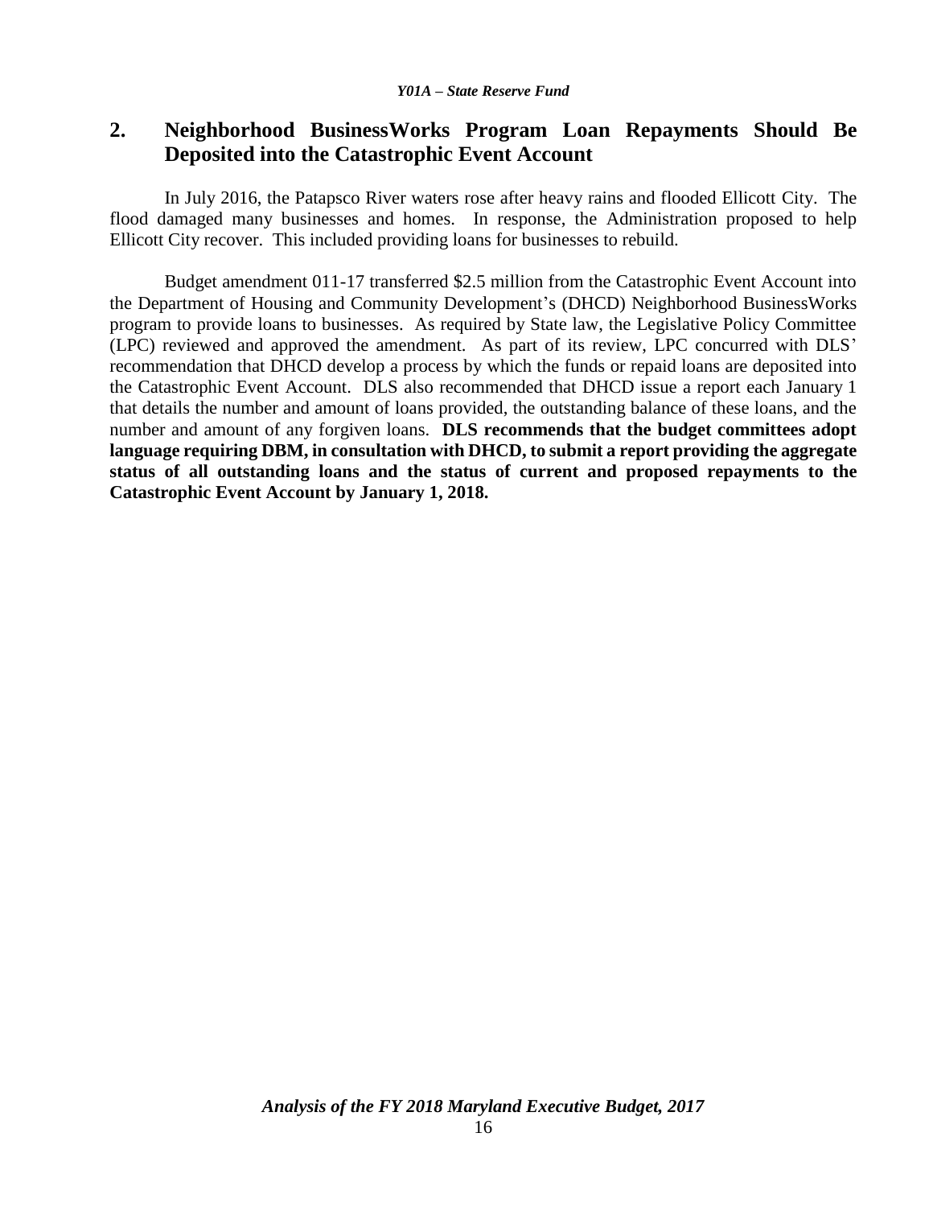## 2. Neighborhood BusinessWorks Program Loan Repayments Should Be Deposited into the Catastrophic Event Account

In July 2016, the Patapsco River waters rose after heavy rains and flooded Ellicott City. The flood damaged many businesses and homes. In response, the Administration proposed to help Ellicott City recover. This included providing loans for businesses to rebuild.

Budget amendment 011-17 transferred $2.5 million from the Catastrophic Event Account into the Department of Housing and Community Development's (DHCD) Neighborhood BusinessWorks program to provide loans to businesses. As required by State law, the Legislative Policy Committee (LPC) reviewed and approved the amendment. As part of its review, LPC concurred with DLS' recommendation that DHCD develop a process by which the funds or repaid loans are deposited into the Catastrophic Event Account. DLS also recommended that DHCD issue a report each January 1 that details the number and amount of loans provided, the outstanding balance of these loans, and the number and amount of any forgiven loans. **DLS recommends that the budget committees adopt language requiring DBM, in consultation with DHCD, to submit a report providing the aggregate status of all outstanding loans and the status of current and proposed repayments to the Catastrophic Event Account by January 1, 2018.**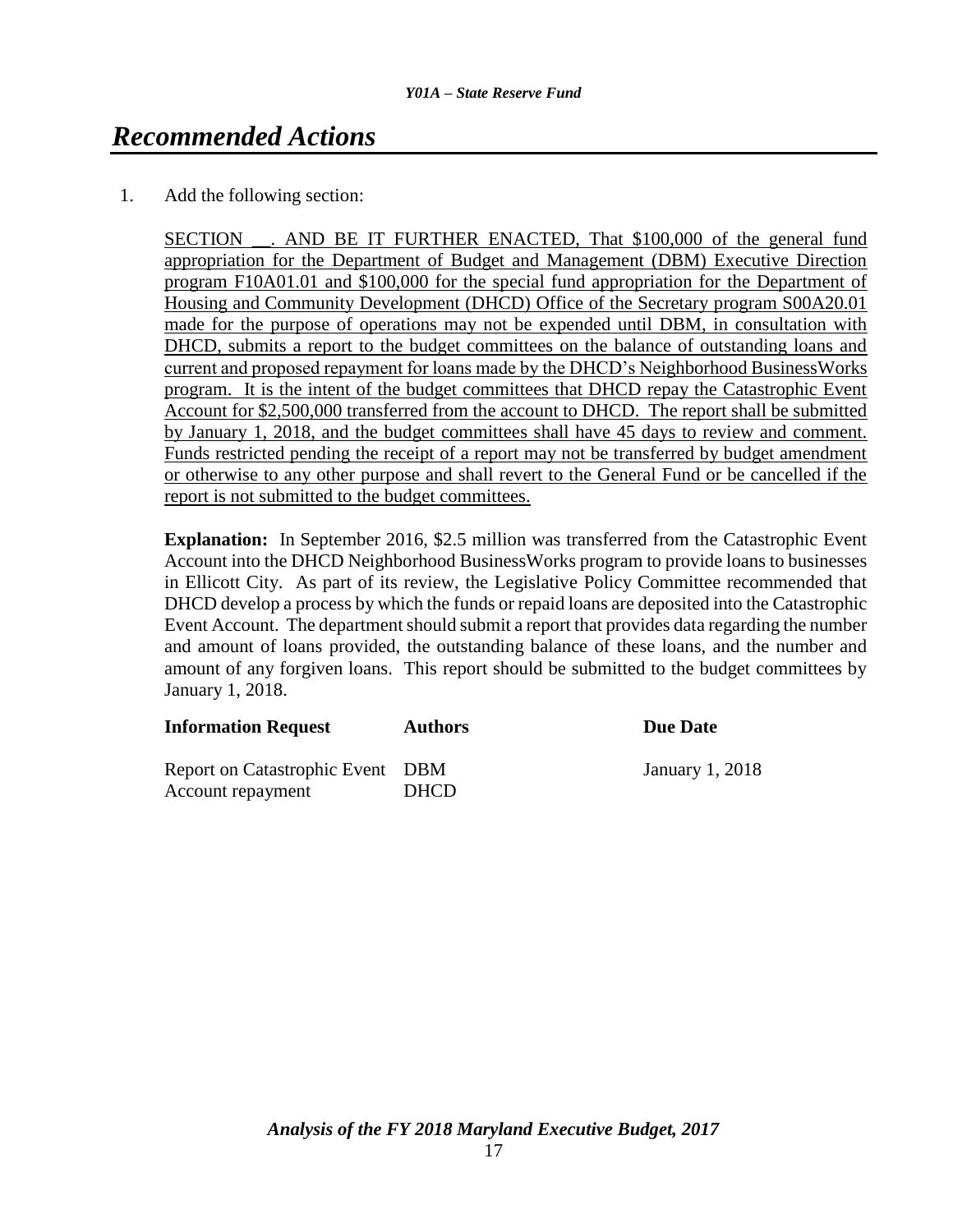# Recommended Actions

1. Add the following section:

   SECTION __. AND BE IT FURTHER ENACTED, That $100,000 of the general fund appropriation for the Department of Budget and Management (DBM) Executive Direction program F10A01.01 and $100,000 for the special fund appropriation for the Department of Housing and Community Development (DHCD) Office of the Secretary program S00A20.01 made for the purpose of operations may not be expended until DBM, in consultation with DHCD, submits a report to the budget committees on the balance of outstanding loans and current and proposed repayment for loans made by the DHCD's Neighborhood BusinessWorks program. It is the intent of the budget committees that DHCD repay the Catastrophic Event Account for $2,500,000 transferred from the account to DHCD. The report shall be submitted by January 1, 2018, and the budget committees shall have 45 days to review and comment. Funds restricted pending the receipt of a report may not be transferred by budget amendment or otherwise to any other purpose and shall revert to the General Fund or be cancelled if the report is not submitted to the budget committees.

   **Explanation:** In September 2016, $2.5 million was transferred from the Catastrophic Event Account into the DHCD Neighborhood BusinessWorks program to provide loans to businesses in Ellicott City. As part of its review, the Legislative Policy Committee recommended that DHCD develop a process by which the funds or repaid loans are deposited into the Catastrophic Event Account. The department should submit a report that provides data regarding the number and amount of loans provided, the outstanding balance of these loans, and the number and amount of any forgiven loans. This report should be submitted to the budget committees by January 1, 2018.

| Information Request | Authors | Due Date |
|---|---|---|
| Report on Catastrophic Event Account repayment | DBM<br>DHCD | January 1, 2018 |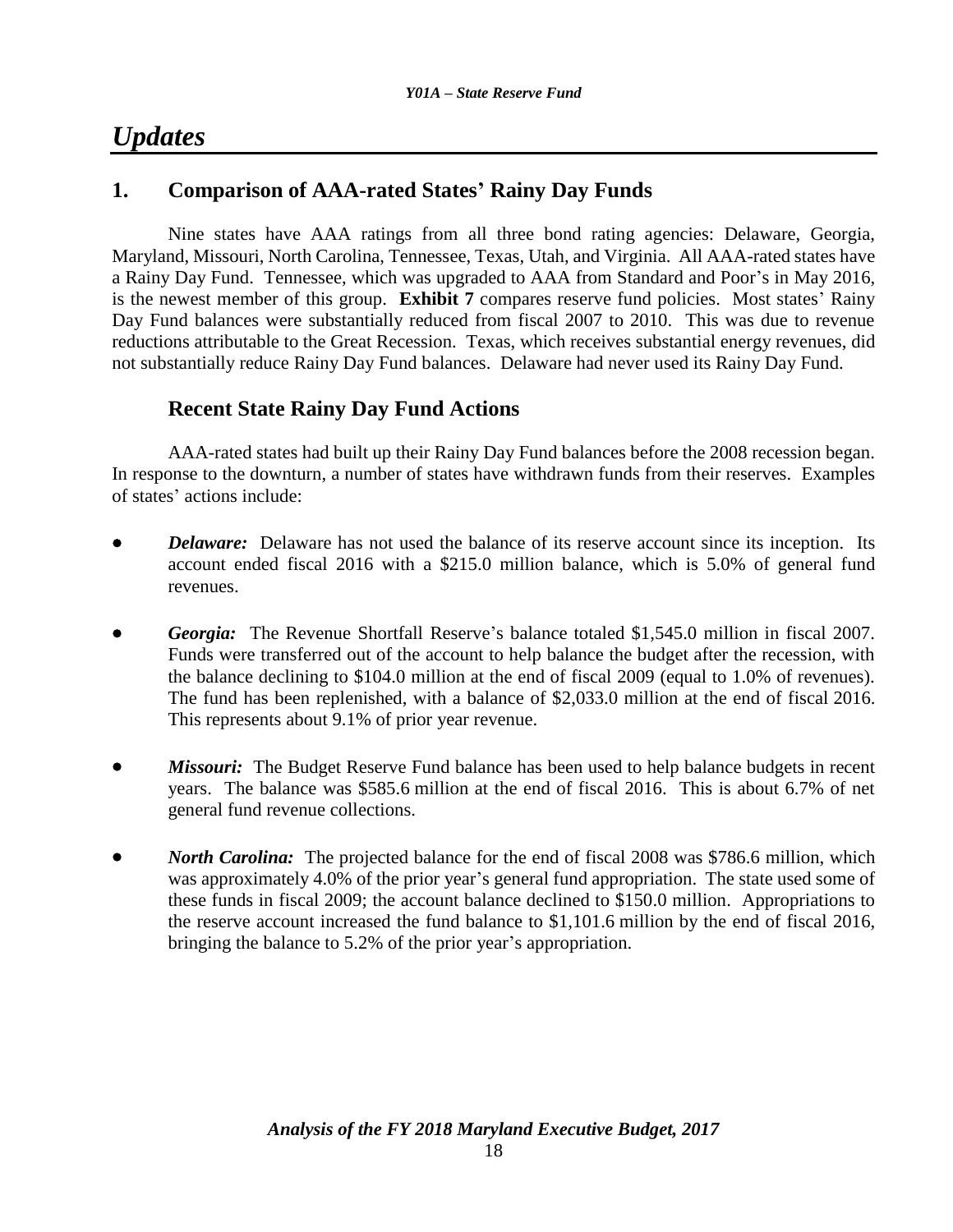# Updates

## 1. Comparison of AAA-rated States' Rainy Day Funds

Nine states have AAA ratings from all three bond rating agencies: Delaware, Georgia, Maryland, Missouri, North Carolina, Tennessee, Texas, Utah, and Virginia. All AAA-rated states have a Rainy Day Fund. Tennessee, which was upgraded to AAA from Standard and Poor's in May 2016, is the newest member of this group. **Exhibit 7** compares reserve fund policies. Most states' Rainy Day Fund balances were substantially reduced from fiscal 2007 to 2010. This was due to revenue reductions attributable to the Great Recession. Texas, which receives substantial energy revenues, did not substantially reduce Rainy Day Fund balances. Delaware had never used its Rainy Day Fund.

### Recent State Rainy Day Fund Actions

AAA-rated states had built up their Rainy Day Fund balances before the 2008 recession began. In response to the downturn, a number of states have withdrawn funds from their reserves. Examples of states' actions include:

- ***Delaware:*** Delaware has not used the balance of its reserve account since its inception. Its account ended fiscal 2016 with a $215.0 million balance, which is 5.0% of general fund revenues.

- ***Georgia:*** The Revenue Shortfall Reserve's balance totaled $1,545.0 million in fiscal 2007. Funds were transferred out of the account to help balance the budget after the recession, with the balance declining to $104.0 million at the end of fiscal 2009 (equal to 1.0% of revenues). The fund has been replenished, with a balance of $2,033.0 million at the end of fiscal 2016. This represents about 9.1% of prior year revenue.

- ***Missouri:*** The Budget Reserve Fund balance has been used to help balance budgets in recent years. The balance was $585.6 million at the end of fiscal 2016. This is about 6.7% of net general fund revenue collections.

- ***North Carolina:*** The projected balance for the end of fiscal 2008 was $786.6 million, which was approximately 4.0% of the prior year's general fund appropriation. The state used some of these funds in fiscal 2009; the account balance declined to $150.0 million. Appropriations to the reserve account increased the fund balance to $1,101.6 million by the end of fiscal 2016, bringing the balance to 5.2% of the prior year's appropriation.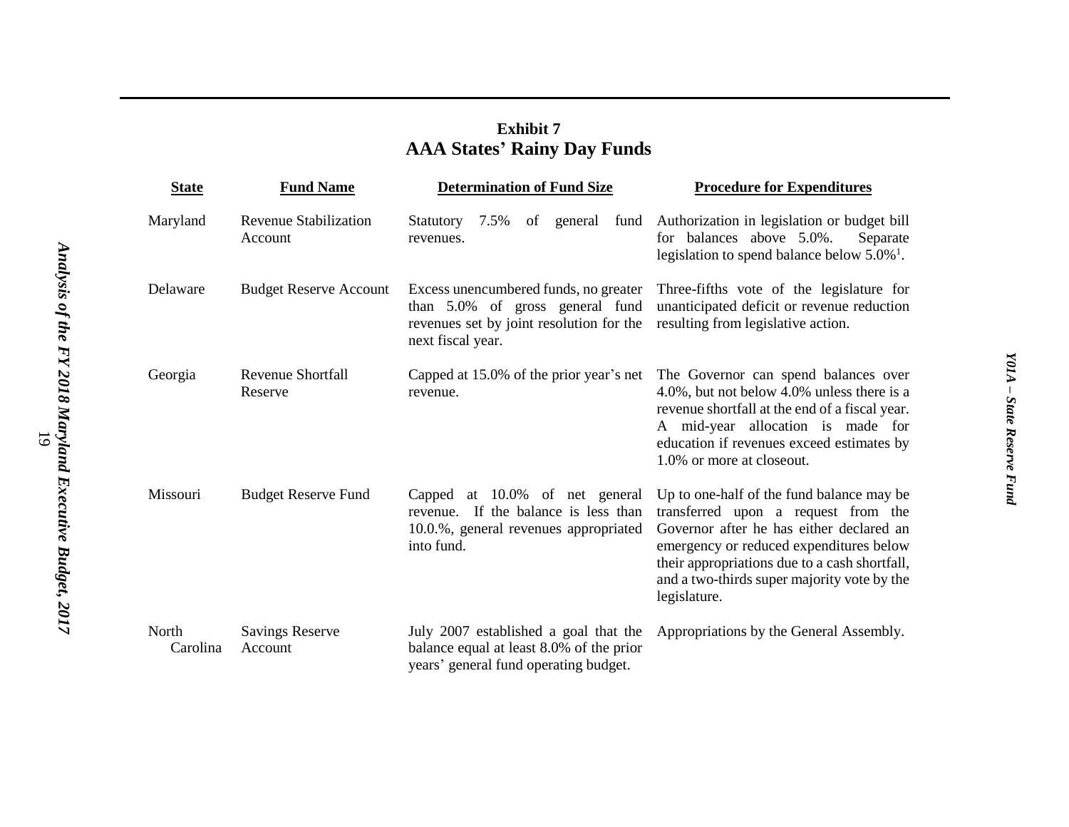**Exhibit 7**
**AAA States' Rainy Day Funds**

| State | Fund Name | Determination of Fund Size | Procedure for Expenditures |
|---|---|---|---|
| Maryland | Revenue Stabilization Account | Statutory 7.5% of general fund revenues. | Authorization in legislation or budget bill for balances above 5.0%. Separate legislation to spend balance below 5.0%[1]. |
| Delaware | Budget Reserve Account | Excess unencumbered funds, no greater than 5.0% of gross general fund revenues set by joint resolution for the next fiscal year. | Three-fifths vote of the legislature for unanticipated deficit or revenue reduction resulting from legislative action. |
| Georgia | Revenue Shortfall Reserve | Capped at 15.0% of the prior year's net revenue. | The Governor can spend balances over 4.0%, but not below 4.0% unless there is a revenue shortfall at the end of a fiscal year. A mid-year allocation is made for education if revenues exceed estimates by 1.0% or more at closeout. |
| Missouri | Budget Reserve Fund | Capped at 10.0% of net general revenue. If the balance is less than 10.0.%, general revenues appropriated into fund. | Up to one-half of the fund balance may be transferred upon a request from the Governor after he has either declared an emergency or reduced expenditures below their appropriations due to a cash shortfall, and a two-thirds super majority vote by the legislature. |
| North Carolina | Savings Reserve Account | July 2007 established a goal that the balance equal at least 8.0% of the prior years' general fund operating budget. | Appropriations by the General Assembly. |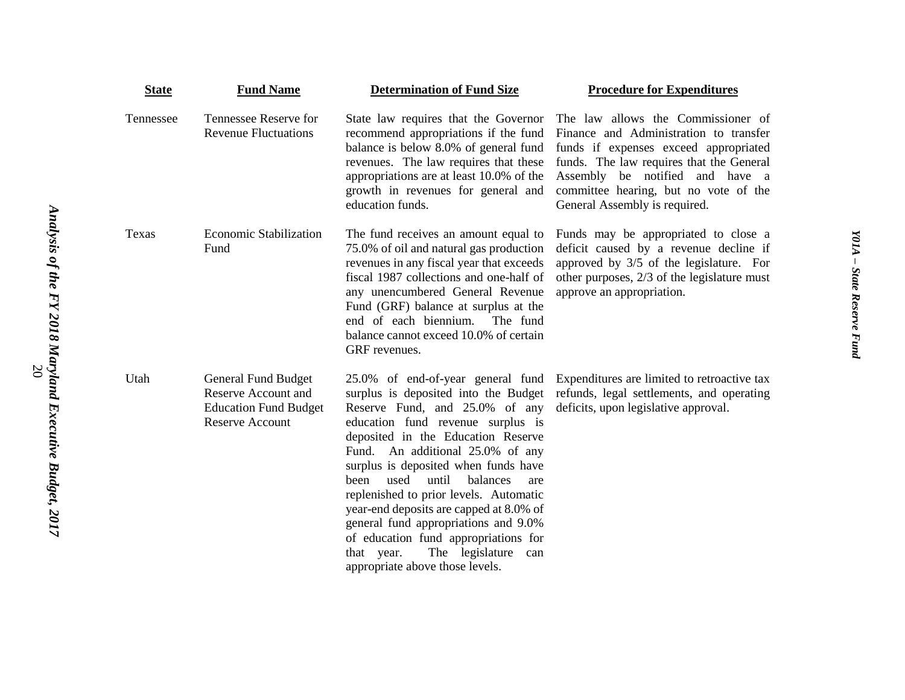| State | Fund Name | Determination of Fund Size | Procedure for Expenditures |
|---|---|---|---|
| Tennessee | Tennessee Reserve for Revenue Fluctuations | State law requires that the Governor recommend appropriations if the fund balance is below 8.0% of general fund revenues. The law requires that these appropriations are at least 10.0% of the growth in revenues for general and education funds. | The law allows the Commissioner of Finance and Administration to transfer funds if expenses exceed appropriated funds. The law requires that the General Assembly be notified and have a committee hearing, but no vote of the General Assembly is required. |
| Texas | Economic Stabilization Fund | The fund receives an amount equal to 75.0% of oil and natural gas production revenues in any fiscal year that exceeds fiscal 1987 collections and one-half of any unencumbered General Revenue Fund (GRF) balance at surplus at the end of each biennium. The fund balance cannot exceed 10.0% of certain GRF revenues. | Funds may be appropriated to close a deficit caused by a revenue decline if approved by 3/5 of the legislature. For other purposes, 2/3 of the legislature must approve an appropriation. |
| Utah | General Fund Budget Reserve Account and Education Fund Budget Reserve Account | 25.0% of end-of-year general fund surplus is deposited into the Budget Reserve Fund, and 25.0% of any education fund revenue surplus is deposited in the Education Reserve Fund. An additional 25.0% of any surplus is deposited when funds have been used until balances are replenished to prior levels. Automatic year-end deposits are capped at 8.0% of general fund appropriations and 9.0% of education fund appropriations for that year. The legislature can appropriate above those levels. | Expenditures are limited to retroactive tax refunds, legal settlements, and operating deficits, upon legislative approval. |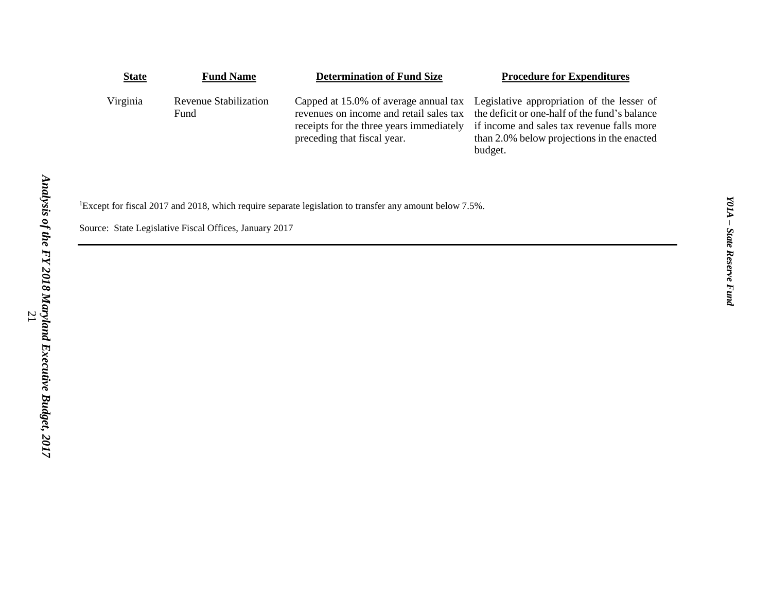| State | Fund Name | Determination of Fund Size | Procedure for Expenditures |
|---|---|---|---|
| Virginia | Revenue Stabilization Fund | Capped at 15.0% of average annual tax revenues on income and retail sales tax receipts for the three years immediately preceding that fiscal year. | Legislative appropriation of the lesser of the deficit or one-half of the fund's balance if income and sales tax revenue falls more than 2.0% below projections in the enacted budget. |

[1]Except for fiscal 2017 and 2018, which require separate legislation to transfer any amount below 7.5%.

Source: State Legislative Fiscal Offices, January 2017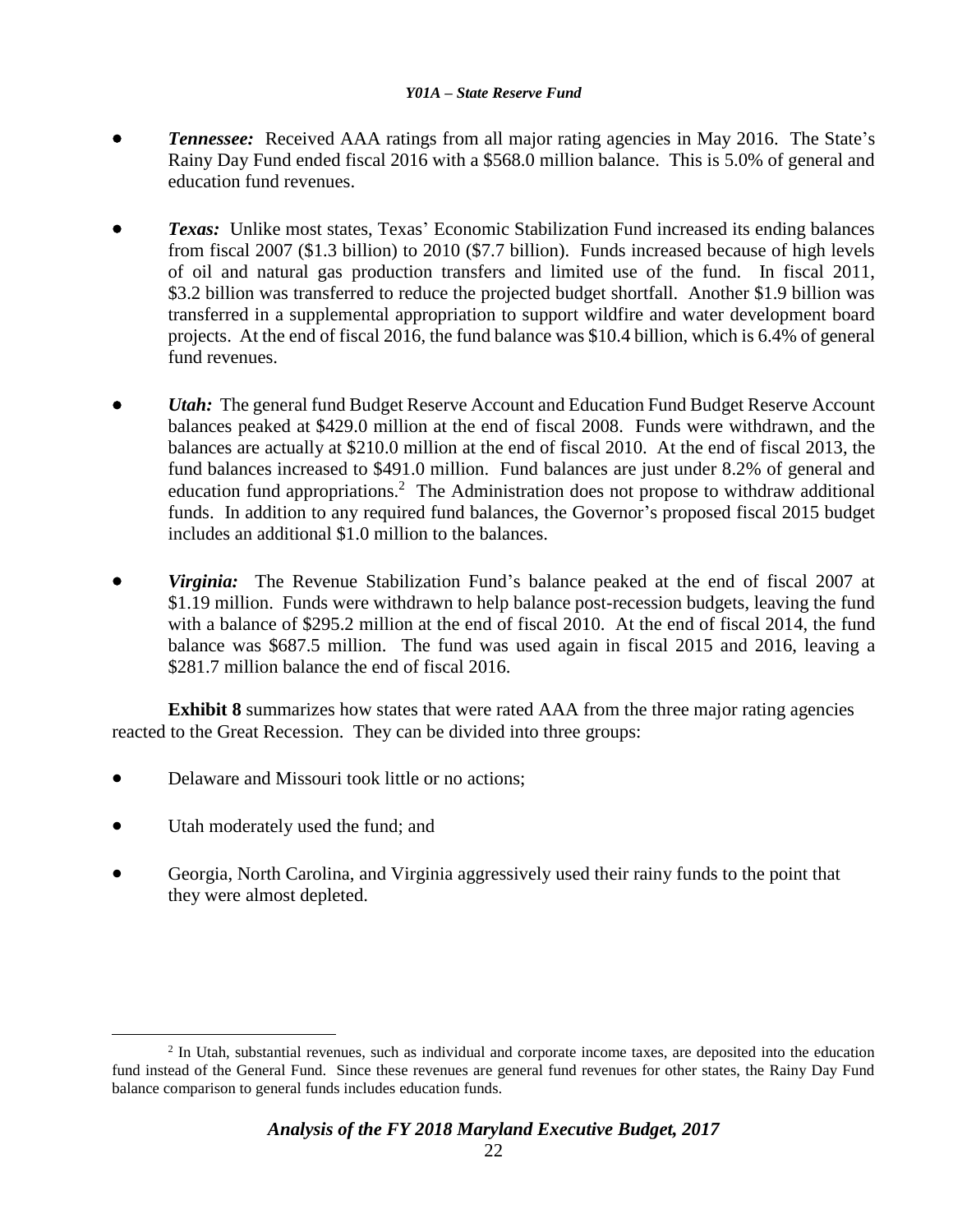- ***Tennessee:*** Received AAA ratings from all major rating agencies in May 2016. The State's Rainy Day Fund ended fiscal 2016 with a $568.0 million balance. This is 5.0% of general and education fund revenues.

- ***Texas:*** Unlike most states, Texas' Economic Stabilization Fund increased its ending balances from fiscal 2007 ($1.3 billion) to 2010 ($7.7 billion). Funds increased because of high levels of oil and natural gas production transfers and limited use of the fund. In fiscal 2011, $3.2 billion was transferred to reduce the projected budget shortfall. Another $1.9 billion was transferred in a supplemental appropriation to support wildfire and water development board projects. At the end of fiscal 2016, the fund balance was $10.4 billion, which is 6.4% of general fund revenues.

- ***Utah:*** The general fund Budget Reserve Account and Education Fund Budget Reserve Account balances peaked at $429.0 million at the end of fiscal 2008. Funds were withdrawn, and the balances are actually at $210.0 million at the end of fiscal 2010. At the end of fiscal 2013, the fund balances increased to $491.0 million. Fund balances are just under 8.2% of general and education fund appropriations.[2] The Administration does not propose to withdraw additional funds. In addition to any required fund balances, the Governor's proposed fiscal 2015 budget includes an additional $1.0 million to the balances.

- ***Virginia:*** The Revenue Stabilization Fund's balance peaked at the end of fiscal 2007 at $1.19 million. Funds were withdrawn to help balance post-recession budgets, leaving the fund with a balance of $295.2 million at the end of fiscal 2010. At the end of fiscal 2014, the fund balance was $687.5 million. The fund was used again in fiscal 2015 and 2016, leaving a $281.7 million balance the end of fiscal 2016.

**Exhibit 8** summarizes how states that were rated AAA from the three major rating agencies reacted to the Great Recession. They can be divided into three groups:

- Delaware and Missouri took little or no actions;

- Utah moderately used the fund; and

- Georgia, North Carolina, and Virginia aggressively used their rainy funds to the point that they were almost depleted.

---

[2] In Utah, substantial revenues, such as individual and corporate income taxes, are deposited into the education fund instead of the General Fund. Since these revenues are general fund revenues for other states, the Rainy Day Fund balance comparison to general funds includes education funds.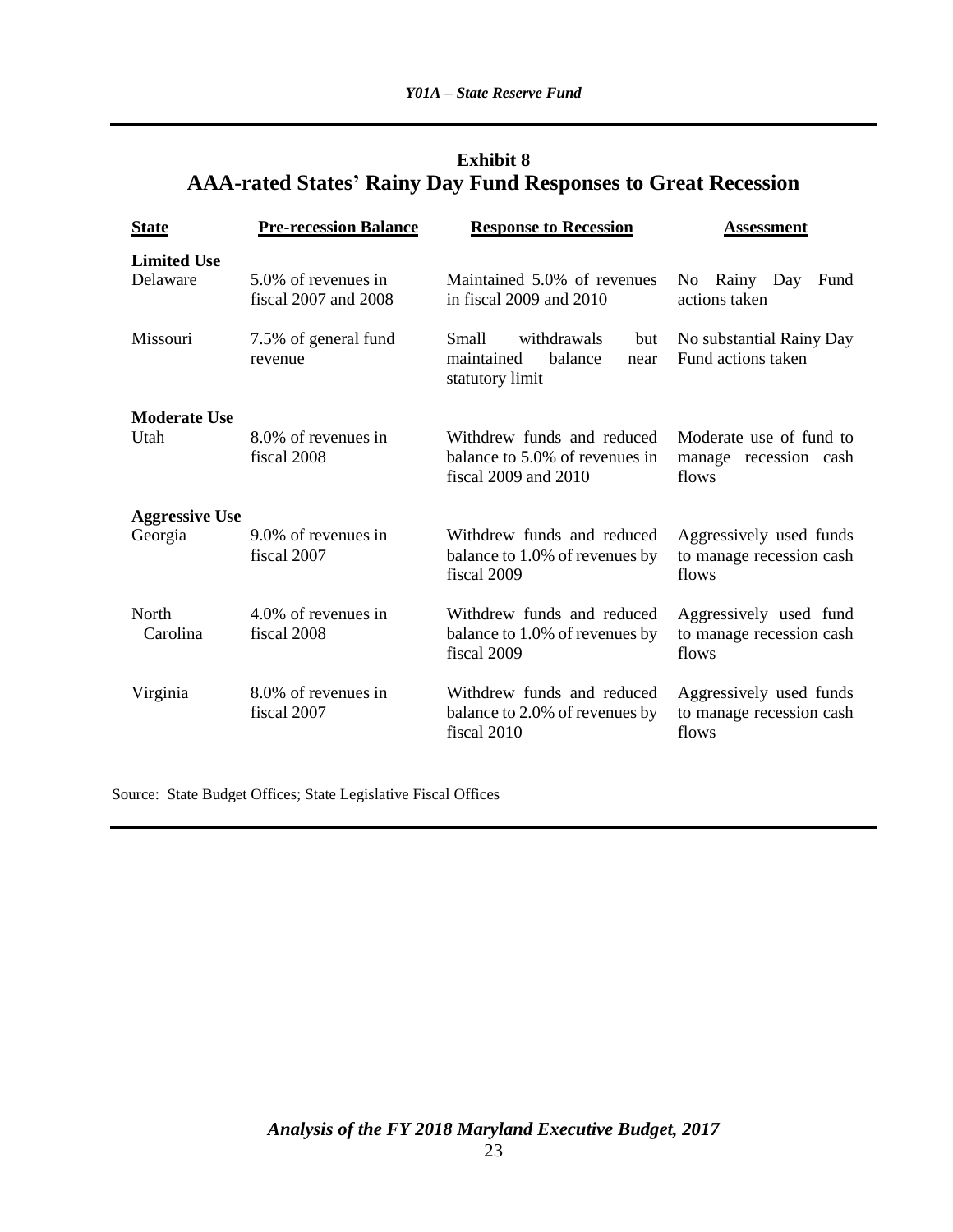## Exhibit 8
## AAA-rated States' Rainy Day Fund Responses to Great Recession

| State | Pre-recession Balance | Response to Recession | Assessment |
|---|---|---|---|
| **Limited Use** | | | |
| Delaware | 5.0% of revenues in fiscal 2007 and 2008 | Maintained 5.0% of revenues in fiscal 2009 and 2010 | No Rainy Day Fund actions taken |
| Missouri | 7.5% of general fund revenue | Small withdrawals but maintained balance near statutory limit | No substantial Rainy Day Fund actions taken |
| **Moderate Use** | | | |
| Utah | 8.0% of revenues in fiscal 2008 | Withdrew funds and reduced balance to 5.0% of revenues in fiscal 2009 and 2010 | Moderate use of fund to manage recession cash flows |
| **Aggressive Use** | | | |
| Georgia | 9.0% of revenues in fiscal 2007 | Withdrew funds and reduced balance to 1.0% of revenues by fiscal 2009 | Aggressively used funds to manage recession cash flows |
| North Carolina | 4.0% of revenues in fiscal 2008 | Withdrew funds and reduced balance to 1.0% of revenues by fiscal 2009 | Aggressively used fund to manage recession cash flows |
| Virginia | 8.0% of revenues in fiscal 2007 | Withdrew funds and reduced balance to 2.0% of revenues by fiscal 2010 | Aggressively used funds to manage recession cash flows |

Source: State Budget Offices; State Legislative Fiscal Offices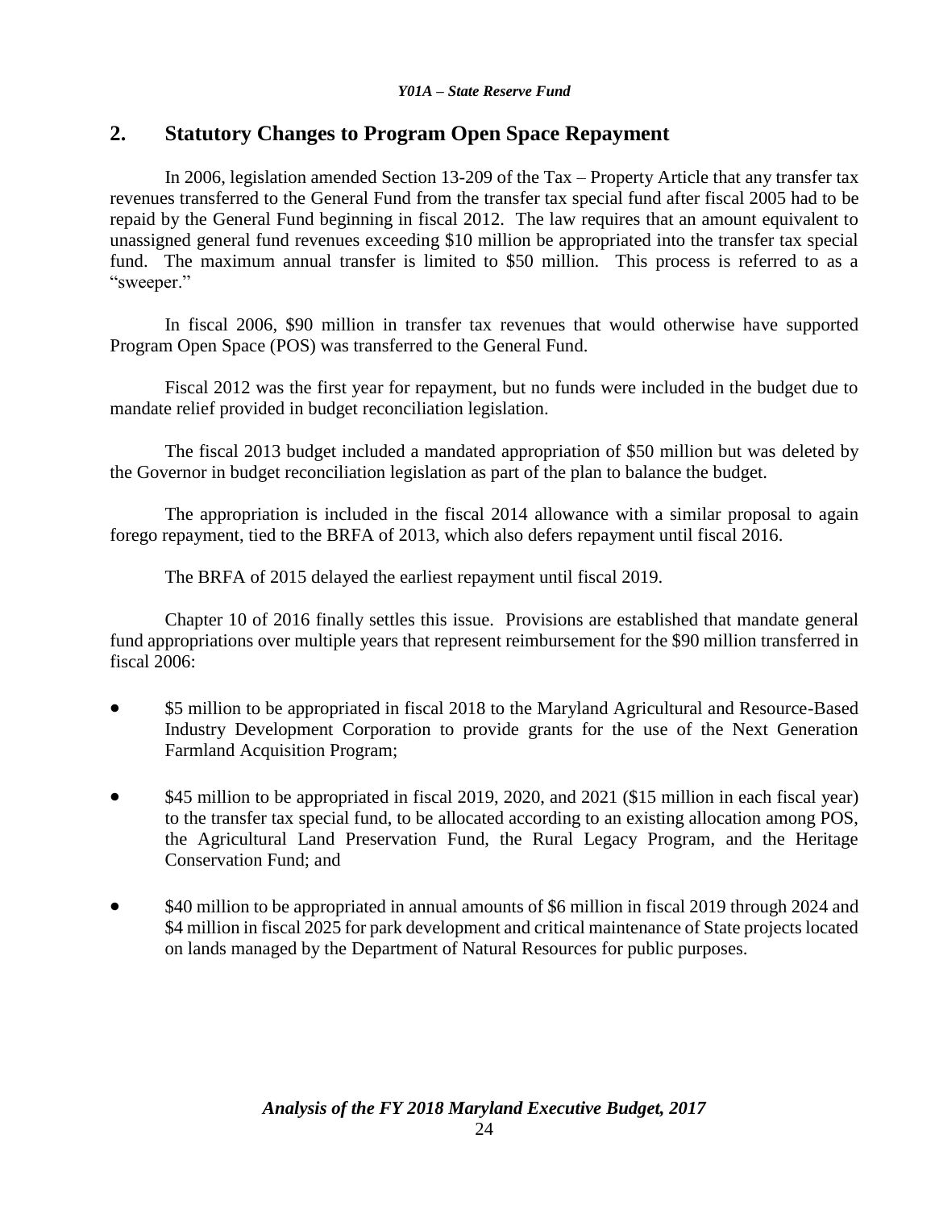## 2. Statutory Changes to Program Open Space Repayment

In 2006, legislation amended Section 13-209 of the Tax – Property Article that any transfer tax revenues transferred to the General Fund from the transfer tax special fund after fiscal 2005 had to be repaid by the General Fund beginning in fiscal 2012. The law requires that an amount equivalent to unassigned general fund revenues exceeding $10 million be appropriated into the transfer tax special fund. The maximum annual transfer is limited to $50 million. This process is referred to as a "sweeper."

In fiscal 2006, $90 million in transfer tax revenues that would otherwise have supported Program Open Space (POS) was transferred to the General Fund.

Fiscal 2012 was the first year for repayment, but no funds were included in the budget due to mandate relief provided in budget reconciliation legislation.

The fiscal 2013 budget included a mandated appropriation of $50 million but was deleted by the Governor in budget reconciliation legislation as part of the plan to balance the budget.

The appropriation is included in the fiscal 2014 allowance with a similar proposal to again forego repayment, tied to the BRFA of 2013, which also defers repayment until fiscal 2016.

The BRFA of 2015 delayed the earliest repayment until fiscal 2019.

Chapter 10 of 2016 finally settles this issue. Provisions are established that mandate general fund appropriations over multiple years that represent reimbursement for the $90 million transferred in fiscal 2006:

- $5 million to be appropriated in fiscal 2018 to the Maryland Agricultural and Resource-Based Industry Development Corporation to provide grants for the use of the Next Generation Farmland Acquisition Program;
- $45 million to be appropriated in fiscal 2019, 2020, and 2021 ($15 million in each fiscal year) to the transfer tax special fund, to be allocated according to an existing allocation among POS, the Agricultural Land Preservation Fund, the Rural Legacy Program, and the Heritage Conservation Fund; and
- $40 million to be appropriated in annual amounts of $6 million in fiscal 2019 through 2024 and $4 million in fiscal 2025 for park development and critical maintenance of State projects located on lands managed by the Department of Natural Resources for public purposes.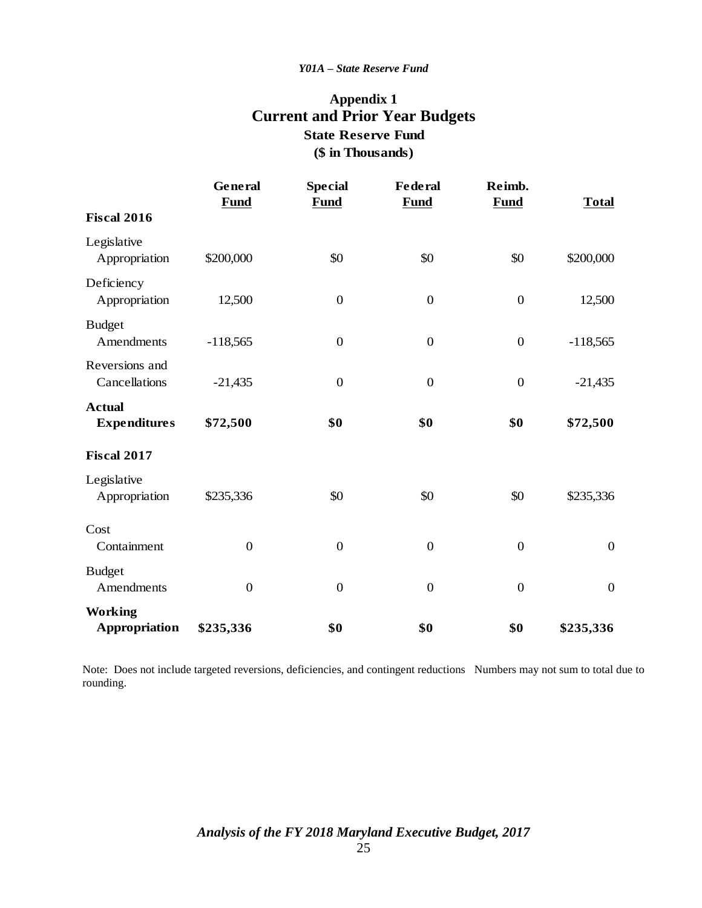# Appendix 1

## Current and Prior Year Budgets

### State Reserve Fund

### ($ in Thousands)

| | General Fund | Special Fund | Federal Fund | Reimb. Fund | Total |
|---|---|---|---|---|---|
| **Fiscal 2016** | | | | | |
| Legislative Appropriation | $200,000 | $0 | $0 | $0 | $200,000 |
| Deficiency Appropriation | 12,500 | 0 | 0 | 0 | 12,500 |
| Budget Amendments | -118,565 | 0 | 0 | 0 | -118,565 |
| Reversions and Cancellations | -21,435 | 0 | 0 | 0 | -21,435 |
| **Actual Expenditures** | **$72,500** | **$0** | **$0** | **$0** | **$72,500** |
| **Fiscal 2017** | | | | | |
| Legislative Appropriation | $235,336 | $0 | $0 | $0 | $235,336 |
| Cost Containment | 0 | 0 | 0 | 0 | 0 |
| Budget Amendments | 0 | 0 | 0 | 0 | 0 |
| **Working Appropriation** | **$235,336** | **$0** | **$0** | **$0** | **$235,336** |

Note: Does not include targeted reversions, deficiencies, and contingent reductions Numbers may not sum to total due to rounding.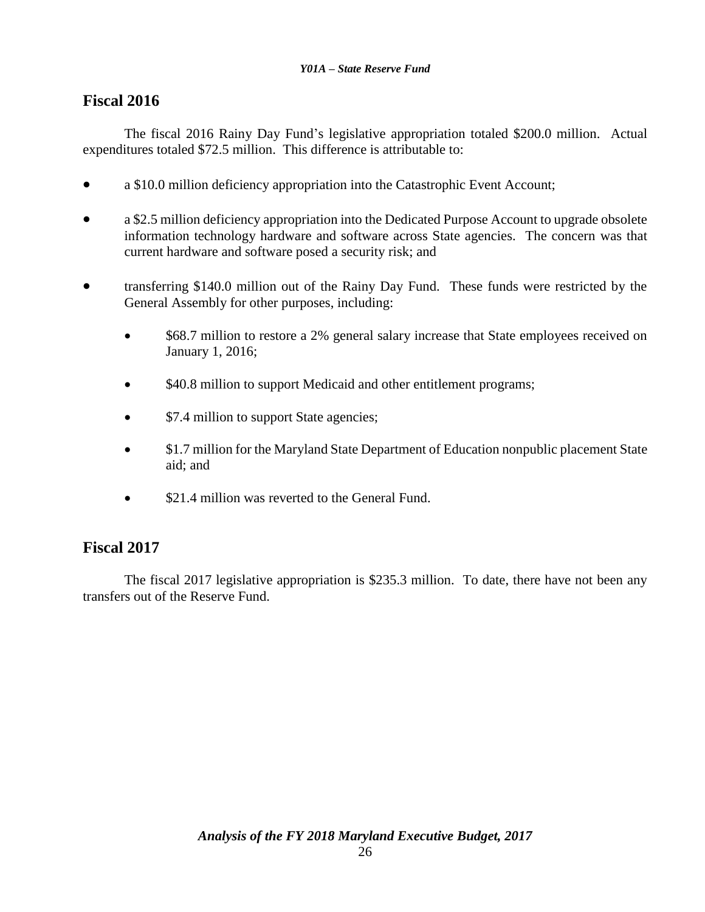## Fiscal 2016

The fiscal 2016 Rainy Day Fund's legislative appropriation totaled $200.0 million. Actual expenditures totaled $72.5 million. This difference is attributable to:

- a $10.0 million deficiency appropriation into the Catastrophic Event Account;
- a $2.5 million deficiency appropriation into the Dedicated Purpose Account to upgrade obsolete information technology hardware and software across State agencies. The concern was that current hardware and software posed a security risk; and
- transferring $140.0 million out of the Rainy Day Fund. These funds were restricted by the General Assembly for other purposes, including:
  - $68.7 million to restore a 2% general salary increase that State employees received on January 1, 2016;
  - $40.8 million to support Medicaid and other entitlement programs;
  - $7.4 million to support State agencies;
  - $1.7 million for the Maryland State Department of Education nonpublic placement State aid; and
  - $21.4 million was reverted to the General Fund.

## Fiscal 2017

The fiscal 2017 legislative appropriation is $235.3 million. To date, there have not been any transfers out of the Reserve Fund.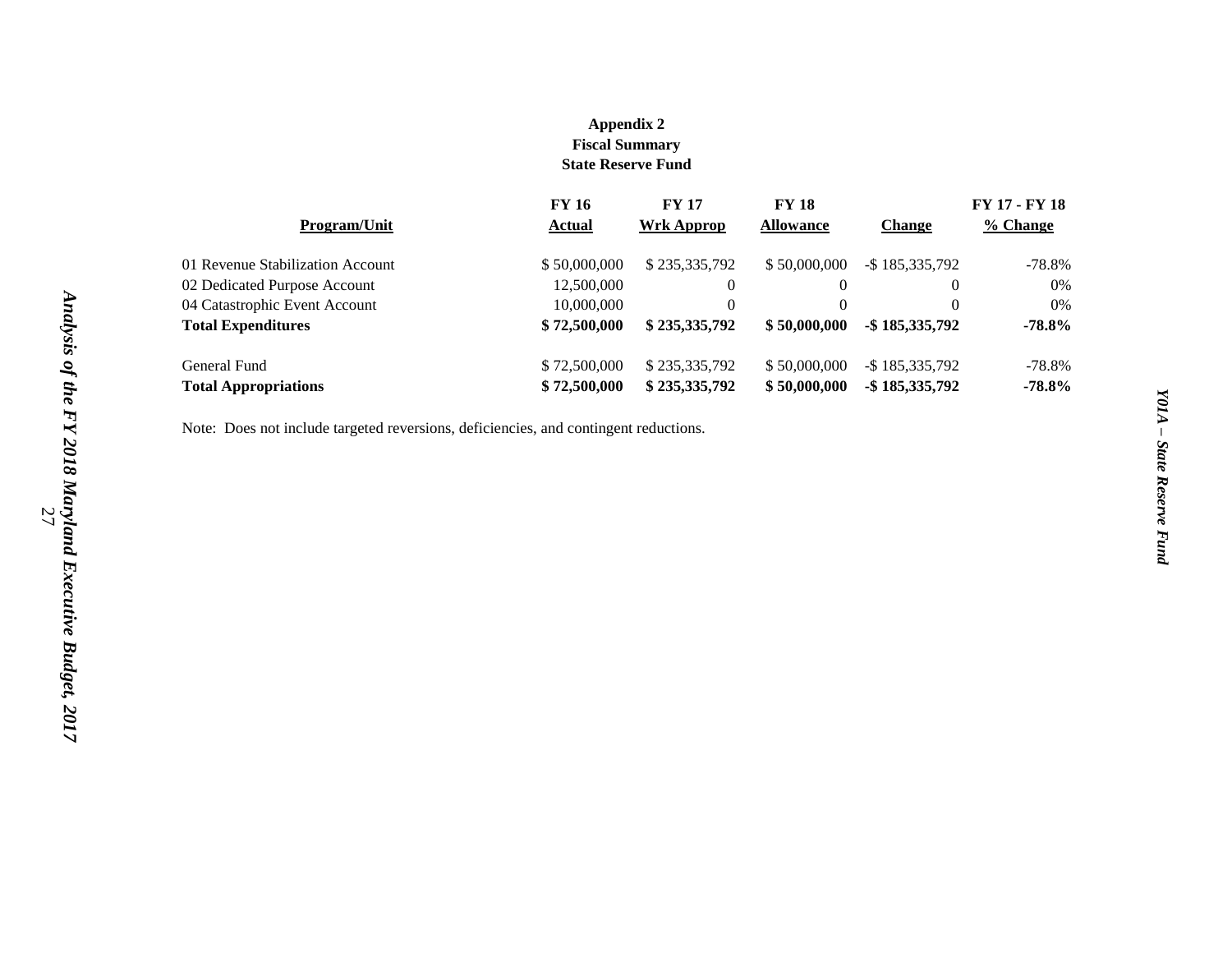**Appendix 2**
**Fiscal Summary**
**State Reserve Fund**

| Program/Unit | FY 16 Actual | FY 17 Wrk Approp | FY 18 Allowance | Change | FY 17 - FY 18 % Change |
|---|---|---|---|---|---|
| 01 Revenue Stabilization Account | $ 50,000,000 | $ 235,335,792 | $ 50,000,000 | -$ 185,335,792 | -78.8% |
| 02 Dedicated Purpose Account | 12,500,000 | 0 | 0 | 0 | 0% |
| 04 Catastrophic Event Account | 10,000,000 | 0 | 0 | 0 | 0% |
| **Total Expenditures** | **$ 72,500,000** | **$ 235,335,792** | **$ 50,000,000** | **-$ 185,335,792** | **-78.8%** |
| General Fund | $ 72,500,000 | $ 235,335,792 | $ 50,000,000 | -$ 185,335,792 | -78.8% |
| **Total Appropriations** | **$ 72,500,000** | **$ 235,335,792** | **$ 50,000,000** | **-$ 185,335,792** | **-78.8%** |

Note: Does not include targeted reversions, deficiencies, and contingent reductions.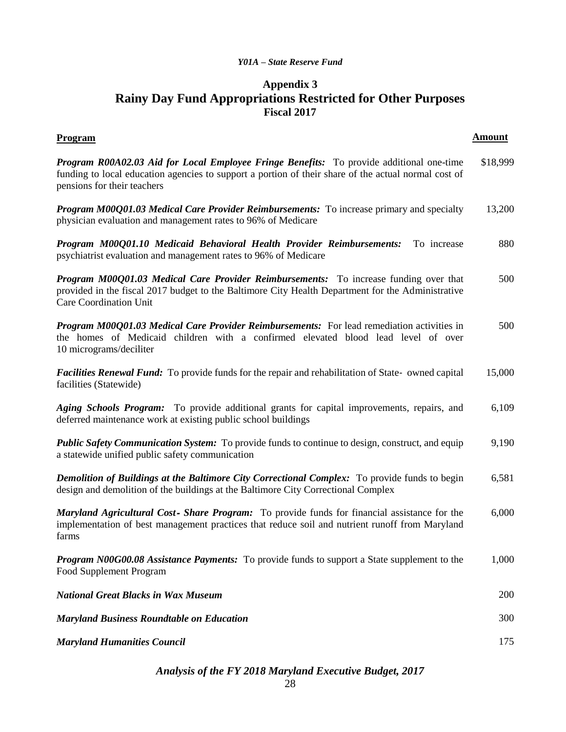## Appendix 3
# Raining Day Fund Appropriations Restricted for Other Purposes

## Appendix 3

# Rainy Day Fund Appropriations Restricted for Other Purposes

### Fiscal 2017

| Program | Amount |
|---|---|
| ***Program R00A02.03 Aid for Local Employee Fringe Benefits:*** To provide additional one-time funding to local education agencies to support a portion of their share of the actual normal cost of pensions for their teachers | $18,999 |
| ***Program M00Q01.03 Medical Care Provider Reimbursements:*** To increase primary and specialty physician evaluation and management rates to 96% of Medicare | 13,200 |
| ***Program M00Q01.10 Medicaid Behavioral Health Provider Reimbursements:*** To increase psychiatrist evaluation and management rates to 96% of Medicare | 880 |
| ***Program M00Q01.03 Medical Care Provider Reimbursements:*** To increase funding over that provided in the fiscal 2017 budget to the Baltimore City Health Department for the Administrative Care Coordination Unit | 500 |
| ***Program M00Q01.03 Medical Care Provider Reimbursements:*** For lead remediation activities in the homes of Medicaid children with a confirmed elevated blood lead level of over 10 micrograms/deciliter | 500 |
| ***Facilities Renewal Fund:*** To provide funds for the repair and rehabilitation of State- owned capital facilities (Statewide) | 15,000 |
| ***Aging Schools Program:*** To provide additional grants for capital improvements, repairs, and deferred maintenance work at existing public school buildings | 6,109 |
| ***Public Safety Communication System:*** To provide funds to continue to design, construct, and equip a statewide unified public safety communication | 9,190 |
| ***Demolition of Buildings at the Baltimore City Correctional Complex:*** To provide funds to begin design and demolition of the buildings at the Baltimore City Correctional Complex | 6,581 |
| ***Maryland Agricultural Cost- Share Program:*** To provide funds for financial assistance for the implementation of best management practices that reduce soil and nutrient runoff from Maryland farms | 6,000 |
| ***Program N00G00.08 Assistance Payments:*** To provide funds to support a State supplement to the Food Supplement Program | 1,000 |
| ***National Great Blacks in Wax Museum*** | 200 |
| ***Maryland Business Roundtable on Education*** | 300 |
| ***Maryland Humanities Council*** | 175 |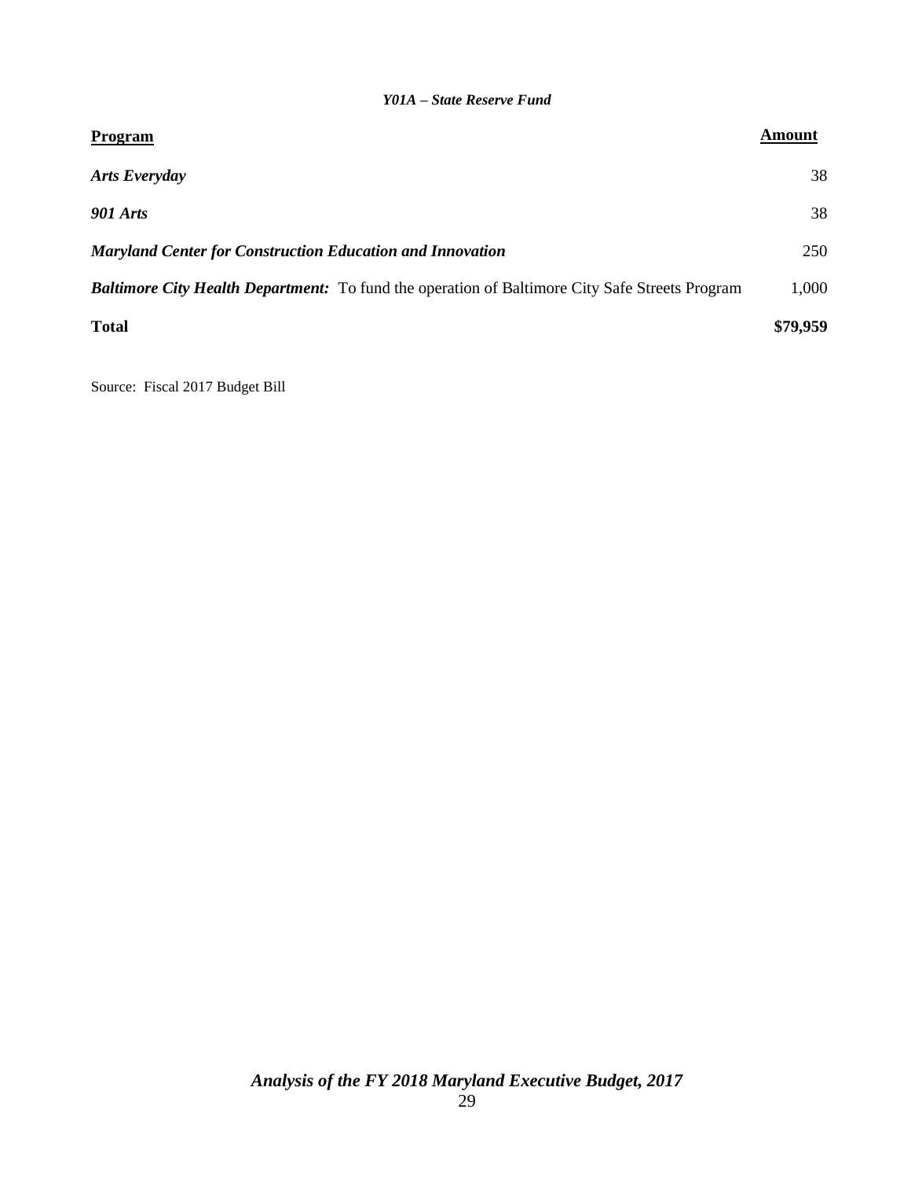*Y01A – State Reserve Fund*

| Program | Amount |
|---|---|
| ***Arts Everyday*** | 38 |
| ***901 Arts*** | 38 |
| ***Maryland Center for Construction Education and Innovation*** | 250 |
| ***Baltimore City Health Department:*** To fund the operation of Baltimore City Safe Streets Program | 1,000 |
| **Total** | **$79,959** |

Source: Fiscal 2017 Budget Bill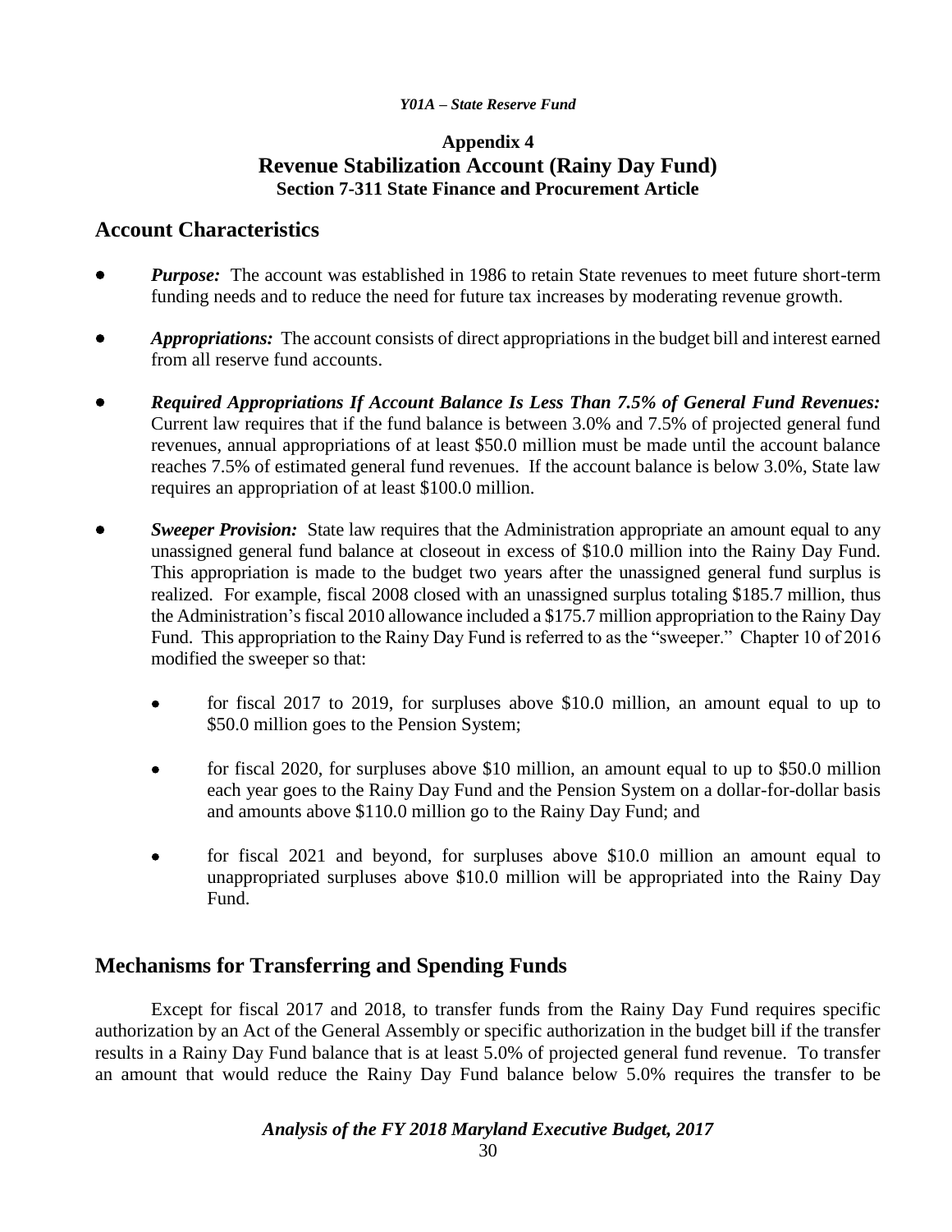## Appendix 4
## Revenue Stabilization Account (Rainy Day Fund)
### Section 7-311 State Finance and Procurement Article

## Account Characteristics

- ***Purpose:*** The account was established in 1986 to retain State revenues to meet future short-term funding needs and to reduce the need for future tax increases by moderating revenue growth.

- ***Appropriations:*** The account consists of direct appropriations in the budget bill and interest earned from all reserve fund accounts.

- ***Required Appropriations If Account Balance Is Less Than 7.5% of General Fund Revenues:*** Current law requires that if the fund balance is between 3.0% and 7.5% of projected general fund revenues, annual appropriations of at least $50.0 million must be made until the account balance reaches 7.5% of estimated general fund revenues. If the account balance is below 3.0%, State law requires an appropriation of at least $100.0 million.

- ***Sweeper Provision:*** State law requires that the Administration appropriate an amount equal to any unassigned general fund balance at closeout in excess of $10.0 million into the Rainy Day Fund. This appropriation is made to the budget two years after the unassigned general fund surplus is realized. For example, fiscal 2008 closed with an unassigned surplus totaling $185.7 million, thus the Administration's fiscal 2010 allowance included a $175.7 million appropriation to the Rainy Day Fund. This appropriation to the Rainy Day Fund is referred to as the "sweeper." Chapter 10 of 2016 modified the sweeper so that:

  - for fiscal 2017 to 2019, for surpluses above $10.0 million, an amount equal to up to $50.0 million goes to the Pension System;

  - for fiscal 2020, for surpluses above $10 million, an amount equal to up to $50.0 million each year goes to the Rainy Day Fund and the Pension System on a dollar-for-dollar basis and amounts above $110.0 million go to the Rainy Day Fund; and

  - for fiscal 2021 and beyond, for surpluses above $10.0 million an amount equal to unappropriated surpluses above $10.0 million will be appropriated into the Rainy Day Fund.

## Mechanisms for Transferring and Spending Funds

Except for fiscal 2017 and 2018, to transfer funds from the Rainy Day Fund requires specific authorization by an Act of the General Assembly or specific authorization in the budget bill if the transfer results in a Rainy Day Fund balance that is at least 5.0% of projected general fund revenue. To transfer an amount that would reduce the Rainy Day Fund balance below 5.0% requires the transfer to be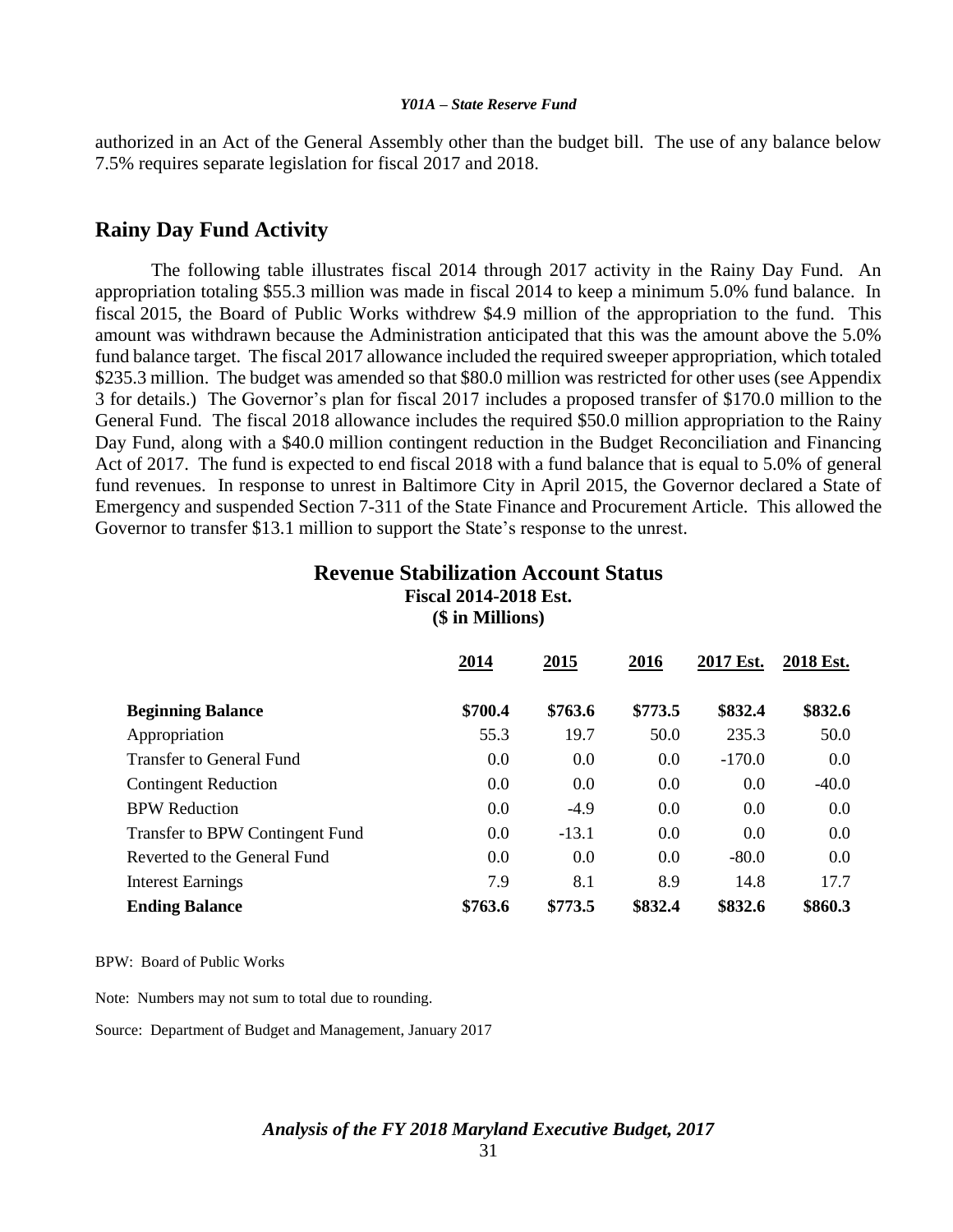authorized in an Act of the General Assembly other than the budget bill. The use of any balance below 7.5% requires separate legislation for fiscal 2017 and 2018.

## Rainy Day Fund Activity

The following table illustrates fiscal 2014 through 2017 activity in the Rainy Day Fund. An appropriation totaling $55.3 million was made in fiscal 2014 to keep a minimum 5.0% fund balance. In fiscal 2015, the Board of Public Works withdrew $4.9 million of the appropriation to the fund. This amount was withdrawn because the Administration anticipated that this was the amount above the 5.0% fund balance target. The fiscal 2017 allowance included the required sweeper appropriation, which totaled $235.3 million. The budget was amended so that $80.0 million was restricted for other uses (see Appendix 3 for details.) The Governor's plan for fiscal 2017 includes a proposed transfer of $170.0 million to the General Fund. The fiscal 2018 allowance includes the required $50.0 million appropriation to the Rainy Day Fund, along with a $40.0 million contingent reduction in the Budget Reconciliation and Financing Act of 2017. The fund is expected to end fiscal 2018 with a fund balance that is equal to 5.0% of general fund revenues. In response to unrest in Baltimore City in April 2015, the Governor declared a State of Emergency and suspended Section 7-311 of the State Finance and Procurement Article. This allowed the Governor to transfer $13.1 million to support the State's response to the unrest.

### Revenue Stabilization Account Status
**Fiscal 2014-2018 Est.**
**($ in Millions)**

| | 2014 | 2015 | 2016 | 2017 Est. | 2018 Est. |
|---|---|---|---|---|---|
| **Beginning Balance** | **$700.4** | **$763.6** | **$773.5** | **$832.4** | **$832.6** |
| Appropriation | 55.3 | 19.7 | 50.0 | 235.3 | 50.0 |
| Transfer to General Fund | 0.0 | 0.0 | 0.0 | -170.0 | 0.0 |
| Contingent Reduction | 0.0 | 0.0 | 0.0 | 0.0 | -40.0 |
| BPW Reduction | 0.0 | -4.9 | 0.0 | 0.0 | 0.0 |
| Transfer to BPW Contingent Fund | 0.0 | -13.1 | 0.0 | 0.0 | 0.0 |
| Reverted to the General Fund | 0.0 | 0.0 | 0.0 | -80.0 | 0.0 |
| Interest Earnings | 7.9 | 8.1 | 8.9 | 14.8 | 17.7 |
| **Ending Balance** | **$763.6** | **$773.5** | **$832.4** | **$832.6** | **$860.3** |

BPW: Board of Public Works

Note: Numbers may not sum to total due to rounding.

Source: Department of Budget and Management, January 2017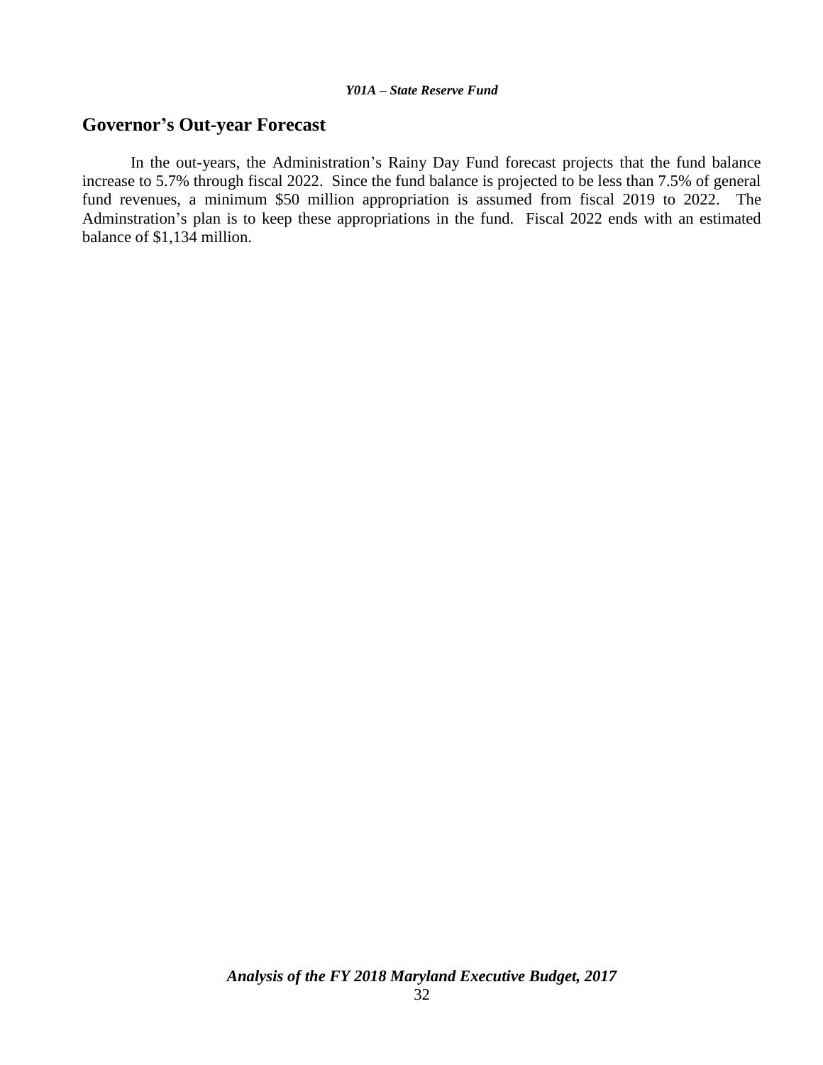## Governor's Out-year Forecast

In the out-years, the Administration's Rainy Day Fund forecast projects that the fund balance increase to 5.7% through fiscal 2022. Since the fund balance is projected to be less than 7.5% of general fund revenues, a minimum $50 million appropriation is assumed from fiscal 2019 to 2022. The Adminstration's plan is to keep these appropriations in the fund. Fiscal 2022 ends with an estimated balance of $1,134 million.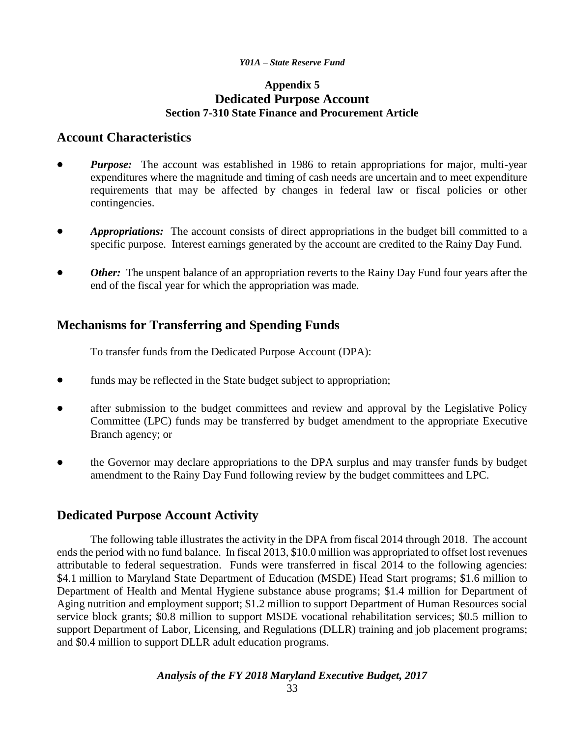# Appendix 5
# Dedicated Purpose Account
### Section 7-310 State Finance and Procurement Article

## Account Characteristics

- ***Purpose:*** The account was established in 1986 to retain appropriations for major, multi-year expenditures where the magnitude and timing of cash needs are uncertain and to meet expenditure requirements that may be affected by changes in federal law or fiscal policies or other contingencies.

- ***Appropriations:*** The account consists of direct appropriations in the budget bill committed to a specific purpose. Interest earnings generated by the account are credited to the Rainy Day Fund.

- ***Other:*** The unspent balance of an appropriation reverts to the Rainy Day Fund four years after the end of the fiscal year for which the appropriation was made.

## Mechanisms for Transferring and Spending Funds

To transfer funds from the Dedicated Purpose Account (DPA):

- funds may be reflected in the State budget subject to appropriation;

- after submission to the budget committees and review and approval by the Legislative Policy Committee (LPC) funds may be transferred by budget amendment to the appropriate Executive Branch agency; or

- the Governor may declare appropriations to the DPA surplus and may transfer funds by budget amendment to the Rainy Day Fund following review by the budget committees and LPC.

## Dedicated Purpose Account Activity

The following table illustrates the activity in the DPA from fiscal 2014 through 2018. The account ends the period with no fund balance. In fiscal 2013, $10.0 million was appropriated to offset lost revenues attributable to federal sequestration. Funds were transferred in fiscal 2014 to the following agencies: $4.1 million to Maryland State Department of Education (MSDE) Head Start programs; $1.6 million to Department of Health and Mental Hygiene substance abuse programs; $1.4 million for Department of Aging nutrition and employment support; $1.2 million to support Department of Human Resources social service block grants; $0.8 million to support MSDE vocational rehabilitation services; $0.5 million to support Department of Labor, Licensing, and Regulations (DLLR) training and job placement programs; and $0.4 million to support DLLR adult education programs.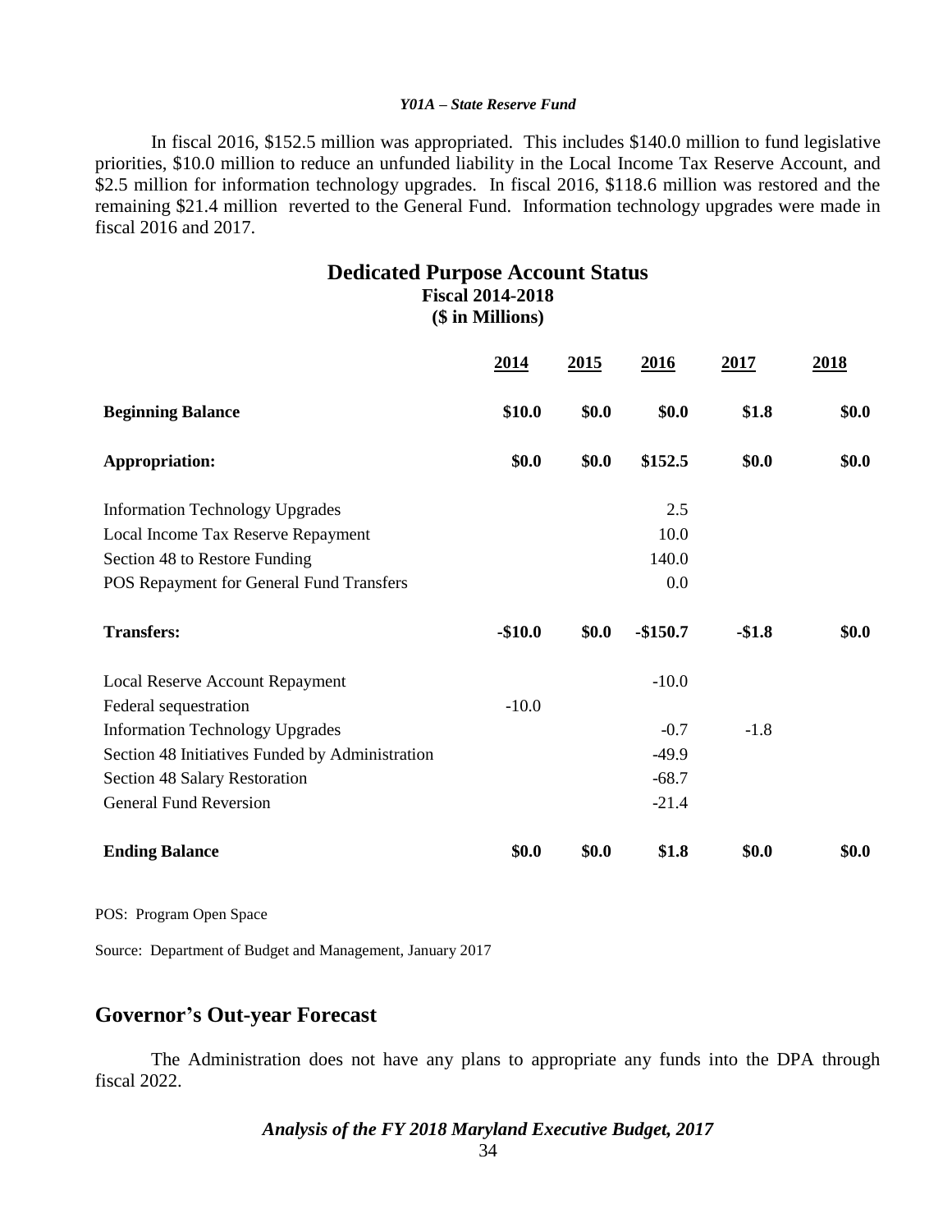In fiscal 2016, $152.5 million was appropriated. This includes $140.0 million to fund legislative priorities, $10.0 million to reduce an unfunded liability in the Local Income Tax Reserve Account, and $2.5 million for information technology upgrades. In fiscal 2016, $118.6 million was restored and the remaining $21.4 million reverted to the General Fund. Information technology upgrades were made in fiscal 2016 and 2017.

**Dedicated Purpose Account Status**
**Fiscal 2014-2018**
**($ in Millions)**

| | 2014 | 2015 | 2016 | 2017 | 2018 |
|---|---|---|---|---|---|
| **Beginning Balance** | **$10.0** | **$0.0** | **$0.0** | **$1.8** | **$0.0** |
| **Appropriation:** | **$0.0** | **$0.0** | **$152.5** | **$0.0** | **$0.0** |
| Information Technology Upgrades | | | 2.5 | | |
| Local Income Tax Reserve Repayment | | | 10.0 | | |
| Section 48 to Restore Funding | | | 140.0 | | |
| POS Repayment for General Fund Transfers | | | 0.0 | | |
| **Transfers:** | **-$10.0** | **$0.0** | **-$150.7** | **-$1.8** | **$0.0** |
| Local Reserve Account Repayment | | | -10.0 | | |
| Federal sequestration | -10.0 | | | | |
| Information Technology Upgrades | | | -0.7 | -1.8 | |
| Section 48 Initiatives Funded by Administration | | | -49.9 | | |
| Section 48 Salary Restoration | | | -68.7 | | |
| General Fund Reversion | | | -21.4 | | |
| **Ending Balance** | **$0.0** | **$0.0** | **$1.8** | **$0.0** | **$0.0** |

POS: Program Open Space

Source: Department of Budget and Management, January 2017

## Governor's Out-year Forecast

The Administration does not have any plans to appropriate any funds into the DPA through fiscal 2022.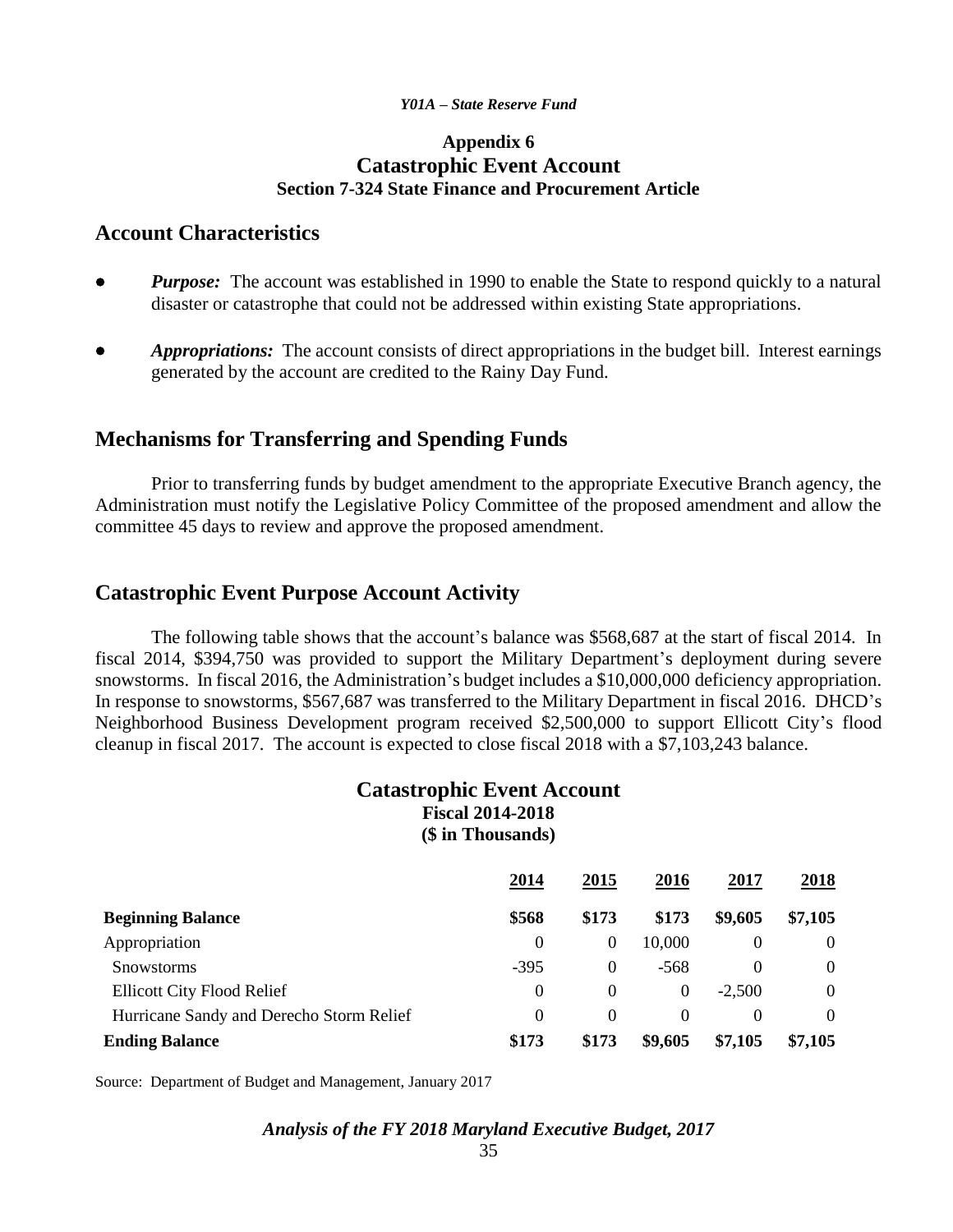## Appendix 6
## Catastrophic Event Account
### Section 7-324 State Finance and Procurement Article

## Account Characteristics

- ***Purpose:*** The account was established in 1990 to enable the State to respond quickly to a natural disaster or catastrophe that could not be addressed within existing State appropriations.

- ***Appropriations:*** The account consists of direct appropriations in the budget bill. Interest earnings generated by the account are credited to the Rainy Day Fund.

## Mechanisms for Transferring and Spending Funds

Prior to transferring funds by budget amendment to the appropriate Executive Branch agency, the Administration must notify the Legislative Policy Committee of the proposed amendment and allow the committee 45 days to review and approve the proposed amendment.

## Catastrophic Event Purpose Account Activity

The following table shows that the account's balance was $568,687 at the start of fiscal 2014. In fiscal 2014, $394,750 was provided to support the Military Department's deployment during severe snowstorms. In fiscal 2016, the Administration's budget includes a $10,000,000 deficiency appropriation. In response to snowstorms, $567,687 was transferred to the Military Department in fiscal 2016. DHCD's Neighborhood Business Development program received $2,500,000 to support Ellicott City's flood cleanup in fiscal 2017. The account is expected to close fiscal 2018 with a $7,103,243 balance.

### Catastrophic Event Account
**Fiscal 2014-2018**
**($ in Thousands)**

| | 2014 | 2015 | 2016 | 2017 | 2018 |
|---|---|---|---|---|---|
| **Beginning Balance** | **$568** | **$173** | **$173** | **$9,605** | **$7,105** |
| Appropriation | 0 | 0 | 10,000 | 0 | 0 |
| Snowstorms | -395 | 0 | -568 | 0 | 0 |
| Ellicott City Flood Relief | 0 | 0 | 0 | -2,500 | 0 |
| Hurricane Sandy and Derecho Storm Relief | 0 | 0 | 0 | 0 | 0 |
| **Ending Balance** | **$173** | **$173** | **$9,605** | **$7,105** | **$7,105** |

Source: Department of Budget and Management, January 2017